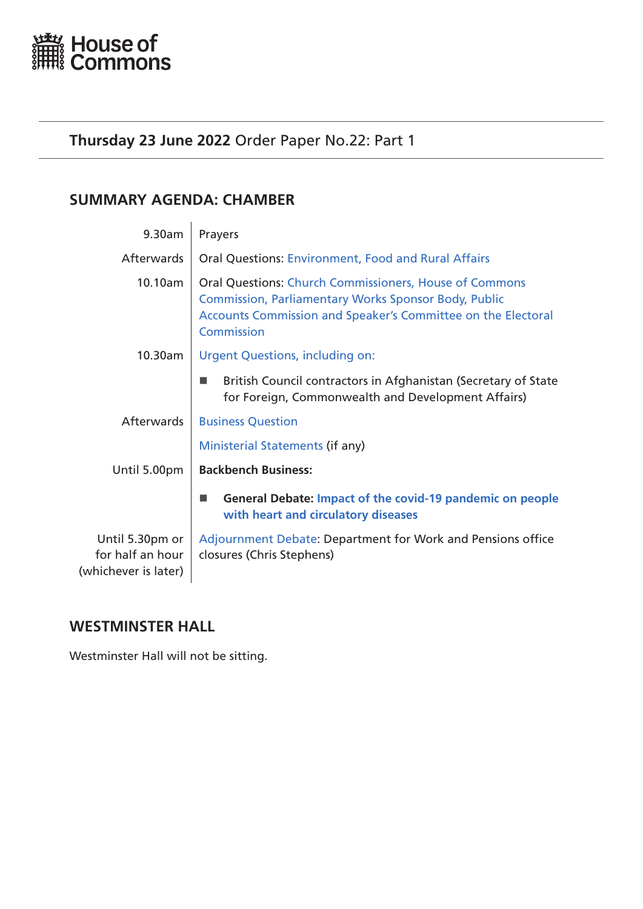House of Commons

# Thursday 23 June 2022 Order Paper No.22: Part 1

## SUMMARY AGENDA: CHAMBER

| | |
|---|---|
| 9.30am | Prayers |
| Afterwards | Oral Questions: Environment, Food and Rural Affairs |
| 10.10am | Oral Questions: Church Commissioners, House of Commons Commission, Parliamentary Works Sponsor Body, Public Accounts Commission and Speaker's Committee on the Electoral Commission |
| 10.30am | Urgent Questions, including on: |
| | ■ British Council contractors in Afghanistan (Secretary of State for Foreign, Commonwealth and Development Affairs) |
| Afterwards | Business Question |
| | Ministerial Statements (if any) |
| Until 5.00pm | **Backbench Business:** |
| | ■ **General Debate: Impact of the covid-19 pandemic on people with heart and circulatory diseases** |
| Until 5.30pm or for half an hour (whichever is later) | Adjournment Debate: Department for Work and Pensions office closures (Chris Stephens) |

## WESTMINSTER HALL

Westminster Hall will not be sitting.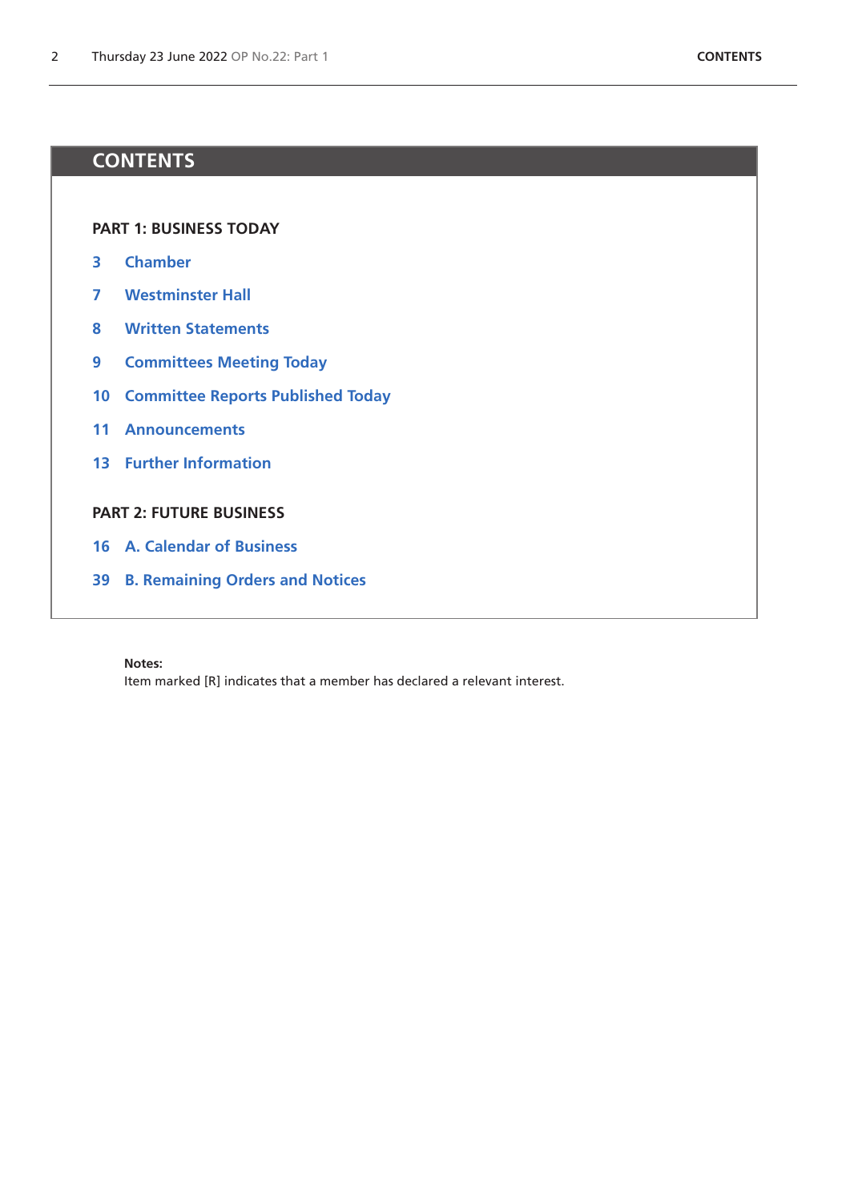# CONTENTS

## PART 1: BUSINESS TODAY

3 Chamber

7 Westminster Hall

8 Written Statements

9 Committees Meeting Today

10 Committee Reports Published Today

11 Announcements

13 Further Information

## PART 2: FUTURE BUSINESS

16 A. Calendar of Business

39 B. Remaining Orders and Notices

**Notes:**
Item marked [R] indicates that a member has declared a relevant interest.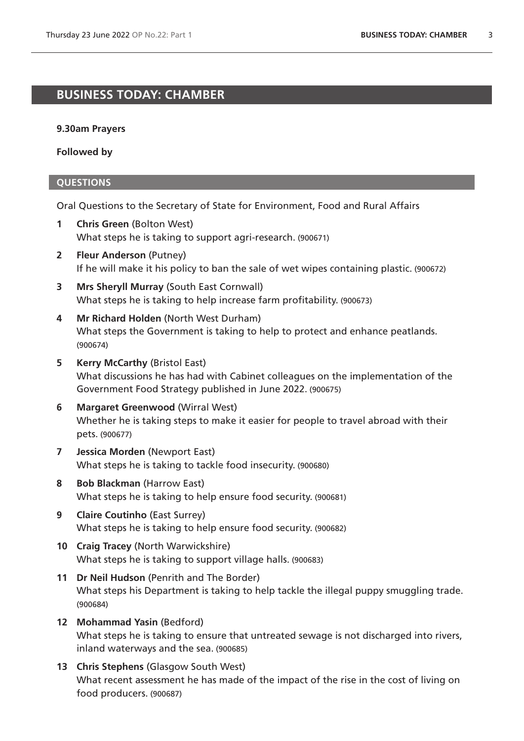# BUSINESS TODAY: CHAMBER

**9.30am Prayers**

**Followed by**

## QUESTIONS

Oral Questions to the Secretary of State for Environment, Food and Rural Affairs

1. **Chris Green** (Bolton West)
   What steps he is taking to support agri-research. (900671)

2. **Fleur Anderson** (Putney)
   If he will make it his policy to ban the sale of wet wipes containing plastic. (900672)

3. **Mrs Sheryll Murray** (South East Cornwall)
   What steps he is taking to help increase farm profitability. (900673)

4. **Mr Richard Holden** (North West Durham)
   What steps the Government is taking to help to protect and enhance peatlands. (900674)

5. **Kerry McCarthy** (Bristol East)
   What discussions he has had with Cabinet colleagues on the implementation of the Government Food Strategy published in June 2022. (900675)

6. **Margaret Greenwood** (Wirral West)
   Whether he is taking steps to make it easier for people to travel abroad with their pets. (900677)

7. **Jessica Morden** (Newport East)
   What steps he is taking to tackle food insecurity. (900680)

8. **Bob Blackman** (Harrow East)
   What steps he is taking to help ensure food security. (900681)

9. **Claire Coutinho** (East Surrey)
   What steps he is taking to help ensure food security. (900682)

10. **Craig Tracey** (North Warwickshire)
    What steps he is taking to support village halls. (900683)

11. **Dr Neil Hudson** (Penrith and The Border)
    What steps his Department is taking to help tackle the illegal puppy smuggling trade. (900684)

12. **Mohammad Yasin** (Bedford)
    What steps he is taking to ensure that untreated sewage is not discharged into rivers, inland waterways and the sea. (900685)

13. **Chris Stephens** (Glasgow South West)
    What recent assessment he has made of the impact of the rise in the cost of living on food producers. (900687)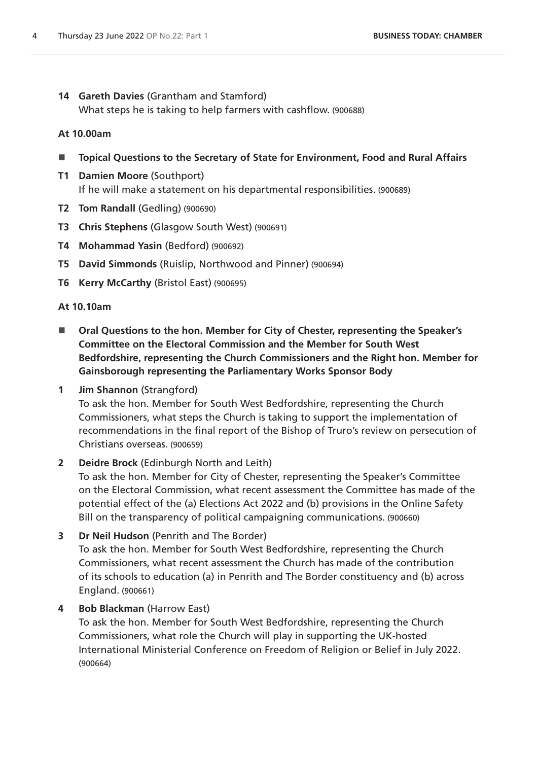**14** **Gareth Davies** (Grantham and Stamford)
What steps he is taking to help farmers with cashflow. (900688)

**At 10.00am**

- **Topical Questions to the Secretary of State for Environment, Food and Rural Affairs**

**T1** **Damien Moore** (Southport)
If he will make a statement on his departmental responsibilities. (900689)

**T2** **Tom Randall** (Gedling) (900690)

**T3** **Chris Stephens** (Glasgow South West) (900691)

**T4** **Mohammad Yasin** (Bedford) (900692)

**T5** **David Simmonds** (Ruislip, Northwood and Pinner) (900694)

**T6** **Kerry McCarthy** (Bristol East) (900695)

**At 10.10am**

- **Oral Questions to the hon. Member for City of Chester, representing the Speaker's Committee on the Electoral Commission and the Member for South West Bedfordshire, representing the Church Commissioners and the Right hon. Member for Gainsborough representing the Parliamentary Works Sponsor Body**

**1** **Jim Shannon** (Strangford)
To ask the hon. Member for South West Bedfordshire, representing the Church Commissioners, what steps the Church is taking to support the implementation of recommendations in the final report of the Bishop of Truro's review on persecution of Christians overseas. (900659)

**2** **Deidre Brock** (Edinburgh North and Leith)
To ask the hon. Member for City of Chester, representing the Speaker's Committee on the Electoral Commission, what recent assessment the Committee has made of the potential effect of the (a) Elections Act 2022 and (b) provisions in the Online Safety Bill on the transparency of political campaigning communications. (900660)

**3** **Dr Neil Hudson** (Penrith and The Border)
To ask the hon. Member for South West Bedfordshire, representing the Church Commissioners, what recent assessment the Church has made of the contribution of its schools to education (a) in Penrith and The Border constituency and (b) across England. (900661)

**4** **Bob Blackman** (Harrow East)
To ask the hon. Member for South West Bedfordshire, representing the Church Commissioners, what role the Church will play in supporting the UK-hosted International Ministerial Conference on Freedom of Religion or Belief in July 2022. (900664)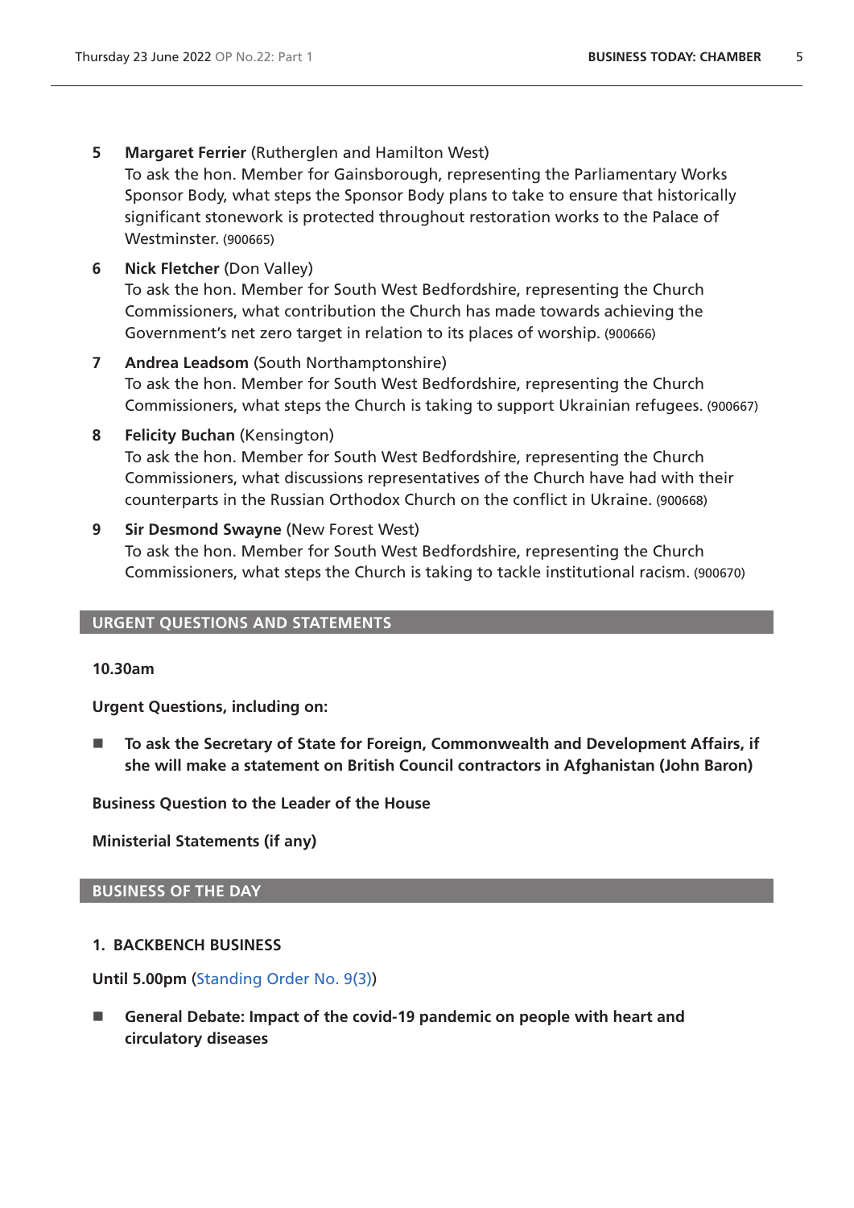5 **Margaret Ferrier** (Rutherglen and Hamilton West)
To ask the hon. Member for Gainsborough, representing the Parliamentary Works Sponsor Body, what steps the Sponsor Body plans to take to ensure that historically significant stonework is protected throughout restoration works to the Palace of Westminster. (900665)

6 **Nick Fletcher** (Don Valley)
To ask the hon. Member for South West Bedfordshire, representing the Church Commissioners, what contribution the Church has made towards achieving the Government's net zero target in relation to its places of worship. (900666)

7 **Andrea Leadsom** (South Northamptonshire)
To ask the hon. Member for South West Bedfordshire, representing the Church Commissioners, what steps the Church is taking to support Ukrainian refugees. (900667)

8 **Felicity Buchan** (Kensington)
To ask the hon. Member for South West Bedfordshire, representing the Church Commissioners, what discussions representatives of the Church have had with their counterparts in the Russian Orthodox Church on the conflict in Ukraine. (900668)

9 **Sir Desmond Swayne** (New Forest West)
To ask the hon. Member for South West Bedfordshire, representing the Church Commissioners, what steps the Church is taking to tackle institutional racism. (900670)

## URGENT QUESTIONS AND STATEMENTS

**10.30am**

**Urgent Questions, including on:**

- **To ask the Secretary of State for Foreign, Commonwealth and Development Affairs, if she will make a statement on British Council contractors in Afghanistan (John Baron)**

**Business Question to the Leader of the House**

**Ministerial Statements (if any)**

## BUSINESS OF THE DAY

**1. BACKBENCH BUSINESS**

**Until 5.00pm** (Standing Order No. 9(3))

- **General Debate: Impact of the covid-19 pandemic on people with heart and circulatory diseases**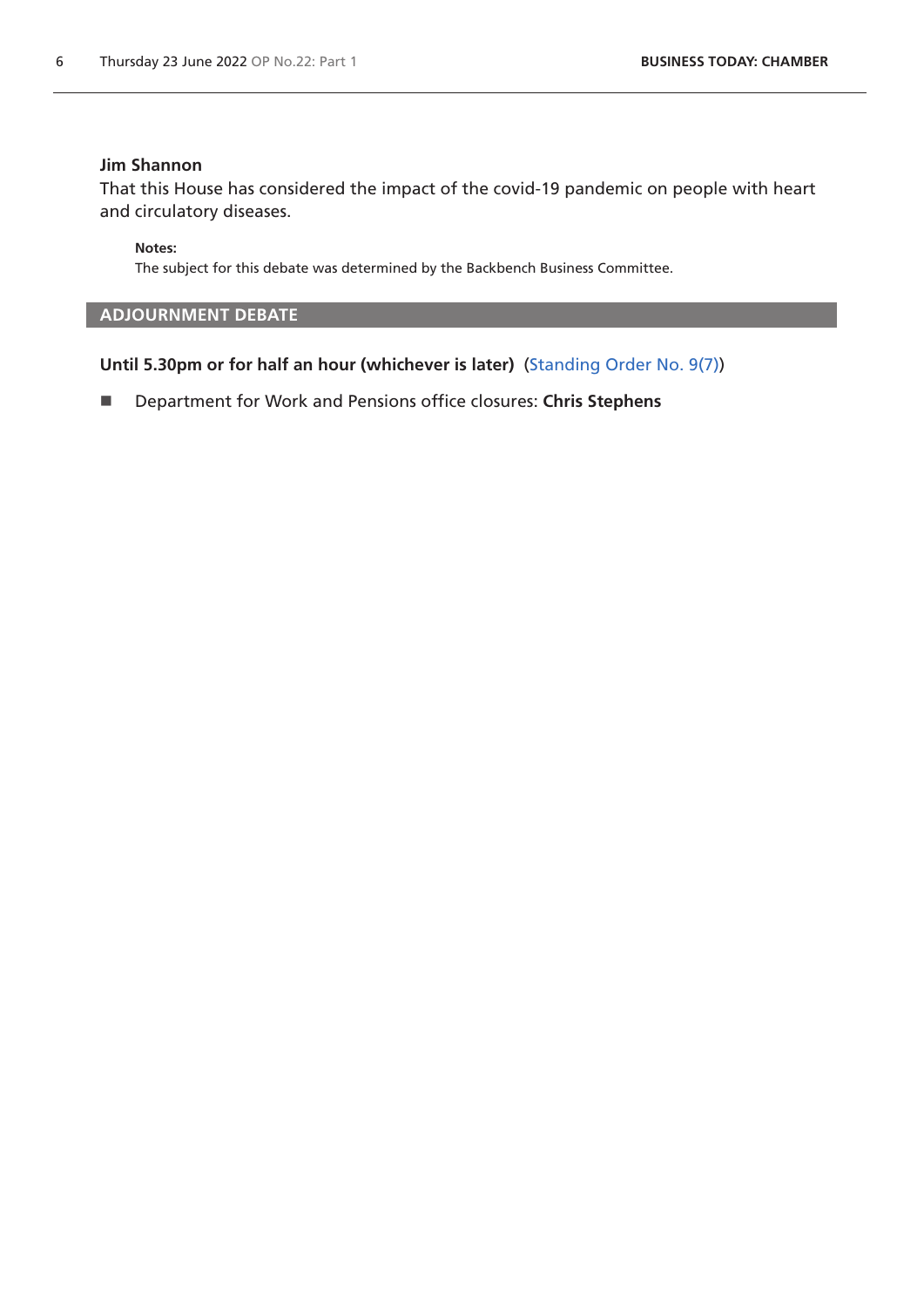**Jim Shannon**

That this House has considered the impact of the covid-19 pandemic on people with heart and circulatory diseases.

**Notes:**

The subject for this debate was determined by the Backbench Business Committee.

## ADJOURNMENT DEBATE

**Until 5.30pm or for half an hour (whichever is later)** (Standing Order No. 9(7))

- Department for Work and Pensions office closures: **Chris Stephens**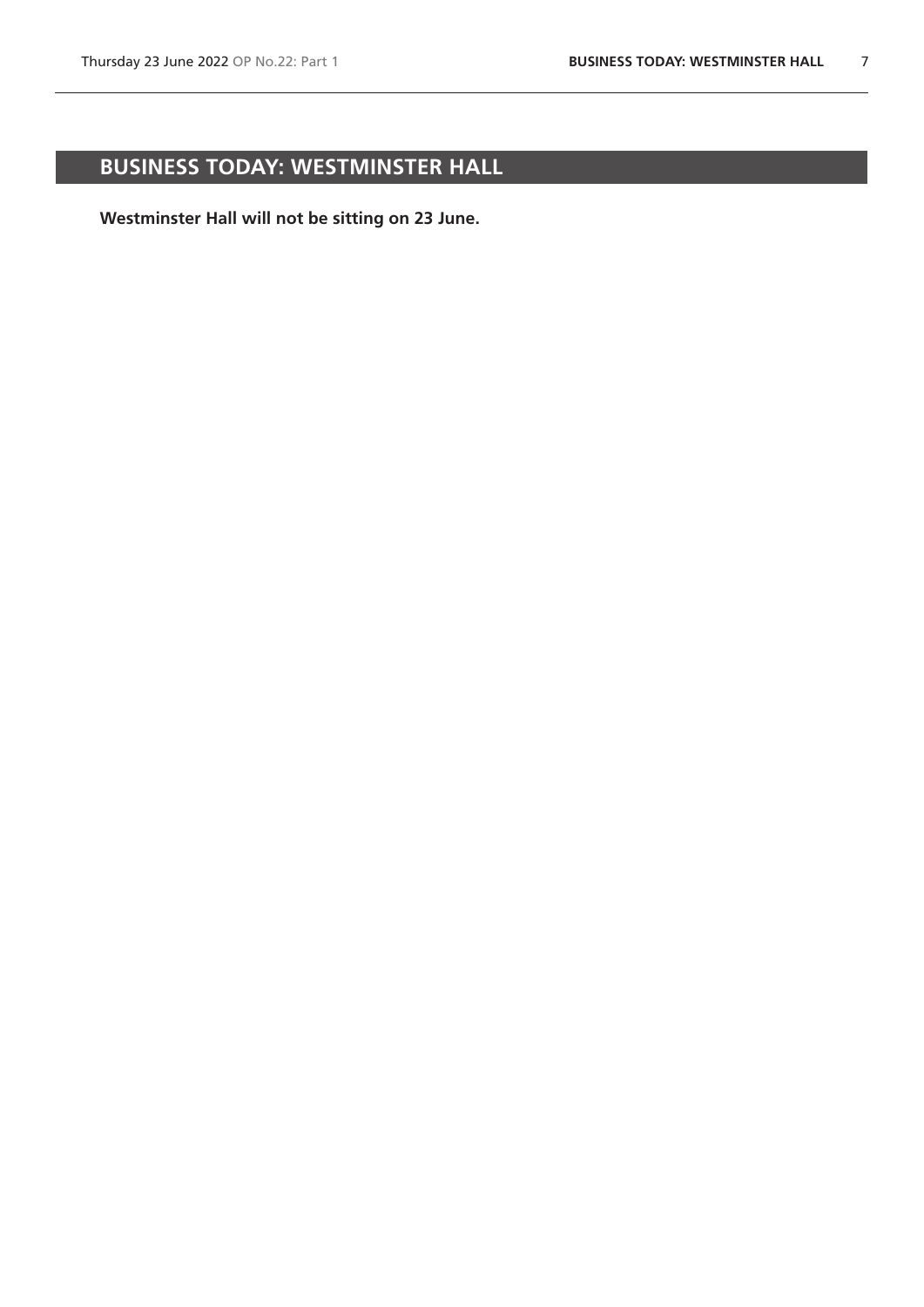# BUSINESS TODAY: WESTMINSTER HALL

**Westminster Hall will not be sitting on 23 June.**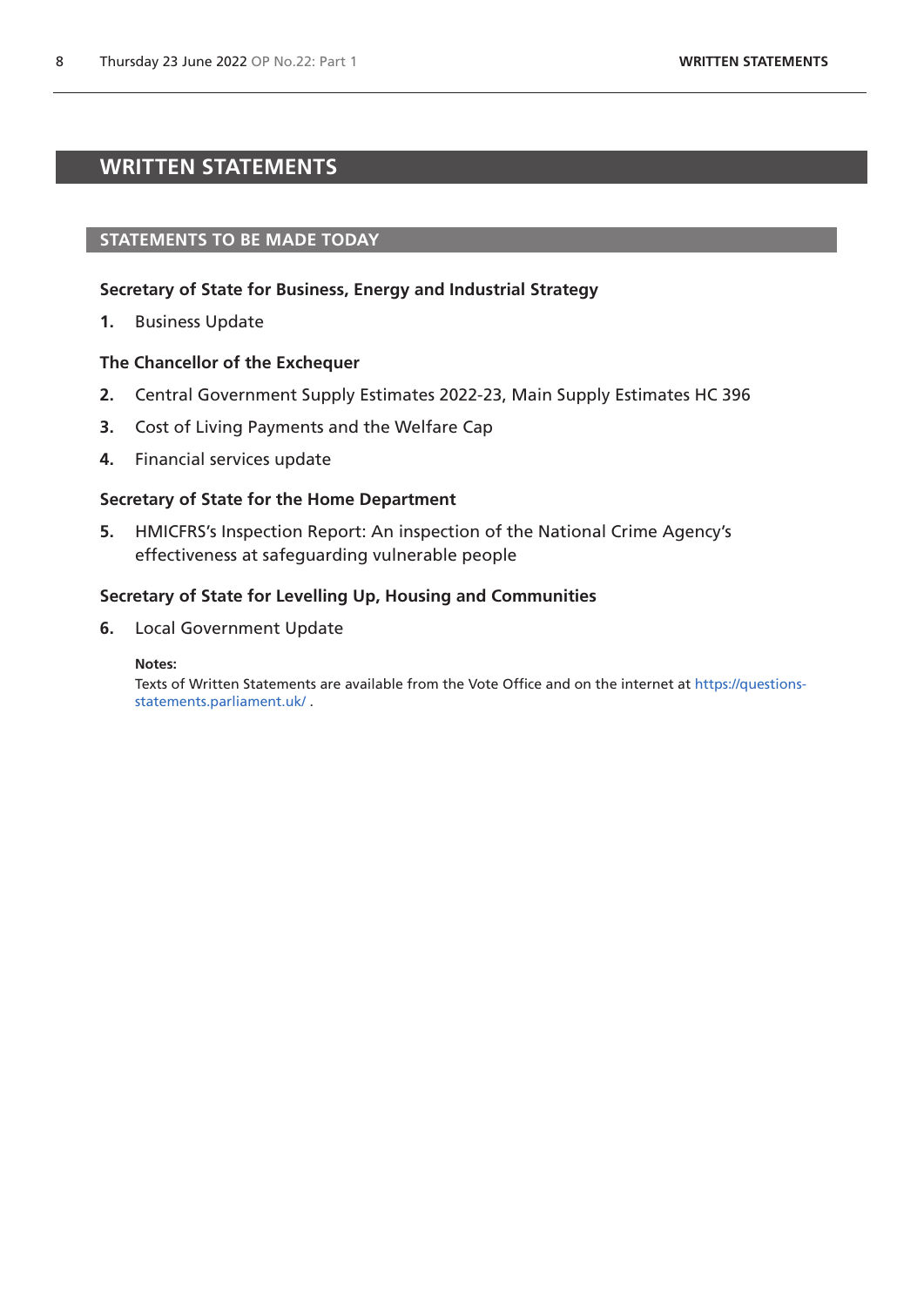# WRITTEN STATEMENTS

## STATEMENTS TO BE MADE TODAY

### Secretary of State for Business, Energy and Industrial Strategy

**1.** Business Update

### The Chancellor of the Exchequer

**2.** Central Government Supply Estimates 2022-23, Main Supply Estimates HC 396

**3.** Cost of Living Payments and the Welfare Cap

**4.** Financial services update

### Secretary of State for the Home Department

**5.** HMICFRS's Inspection Report: An inspection of the National Crime Agency's effectiveness at safeguarding vulnerable people

### Secretary of State for Levelling Up, Housing and Communities

**6.** Local Government Update

**Notes:**
Texts of Written Statements are available from the Vote Office and on the internet at https://questions-statements.parliament.uk/ .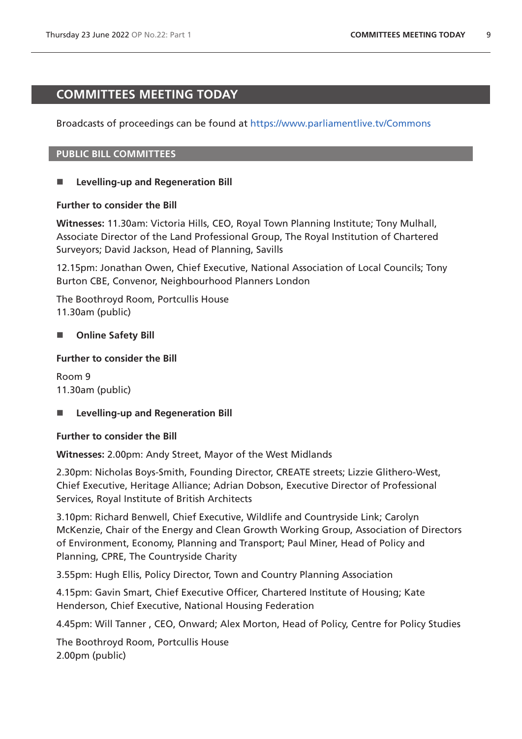# COMMITTEES MEETING TODAY

Broadcasts of proceedings can be found at https://www.parliamentlive.tv/Commons

## PUBLIC BILL COMMITTEES

### ■ Levelling-up and Regeneration Bill

**Further to consider the Bill**

**Witnesses:** 11.30am: Victoria Hills, CEO, Royal Town Planning Institute; Tony Mulhall, Associate Director of the Land Professional Group, The Royal Institution of Chartered Surveyors; David Jackson, Head of Planning, Savills

12.15pm: Jonathan Owen, Chief Executive, National Association of Local Councils; Tony Burton CBE, Convenor, Neighbourhood Planners London

The Boothroyd Room, Portcullis House
11.30am (public)

### ■ Online Safety Bill

**Further to consider the Bill**

Room 9
11.30am (public)

### ■ Levelling-up and Regeneration Bill

**Further to consider the Bill**

**Witnesses:** 2.00pm: Andy Street, Mayor of the West Midlands

2.30pm: Nicholas Boys-Smith, Founding Director, CREATE streets; Lizzie Glithero-West, Chief Executive, Heritage Alliance; Adrian Dobson, Executive Director of Professional Services, Royal Institute of British Architects

3.10pm: Richard Benwell, Chief Executive, Wildlife and Countryside Link; Carolyn McKenzie, Chair of the Energy and Clean Growth Working Group, Association of Directors of Environment, Economy, Planning and Transport; Paul Miner, Head of Policy and Planning, CPRE, The Countryside Charity

3.55pm: Hugh Ellis, Policy Director, Town and Country Planning Association

4.15pm: Gavin Smart, Chief Executive Officer, Chartered Institute of Housing; Kate Henderson, Chief Executive, National Housing Federation

4.45pm: Will Tanner , CEO, Onward; Alex Morton, Head of Policy, Centre for Policy Studies

The Boothroyd Room, Portcullis House
2.00pm (public)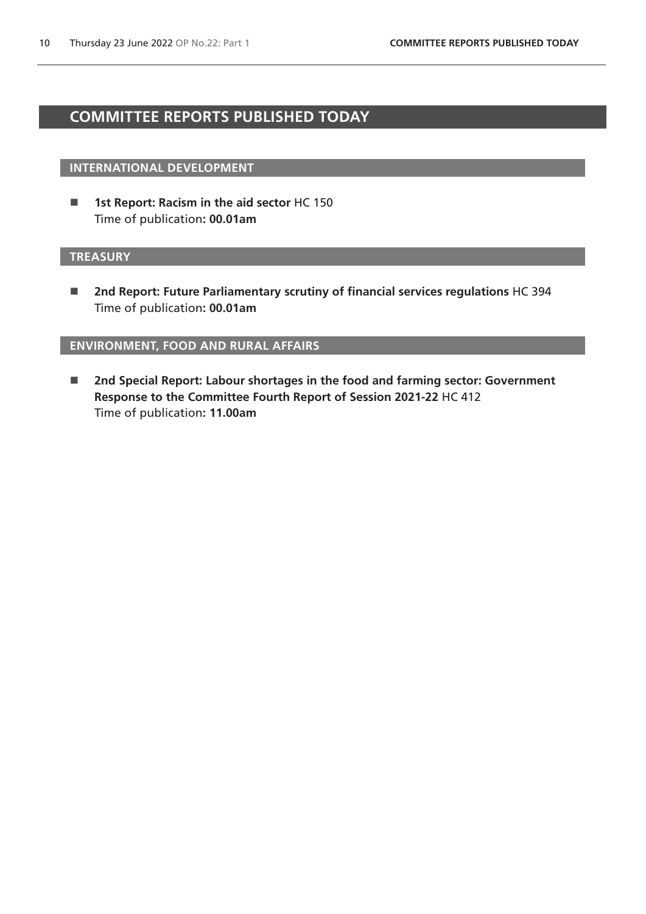# COMMITTEE REPORTS PUBLISHED TODAY

## INTERNATIONAL DEVELOPMENT

- **1st Report: Racism in the aid sector** HC 150
  Time of publication**: 00.01am**

## TREASURY

- **2nd Report: Future Parliamentary scrutiny of financial services regulations** HC 394
  Time of publication**: 00.01am**

## ENVIRONMENT, FOOD AND RURAL AFFAIRS

- **2nd Special Report: Labour shortages in the food and farming sector: Government Response to the Committee Fourth Report of Session 2021-22** HC 412
  Time of publication**: 11.00am**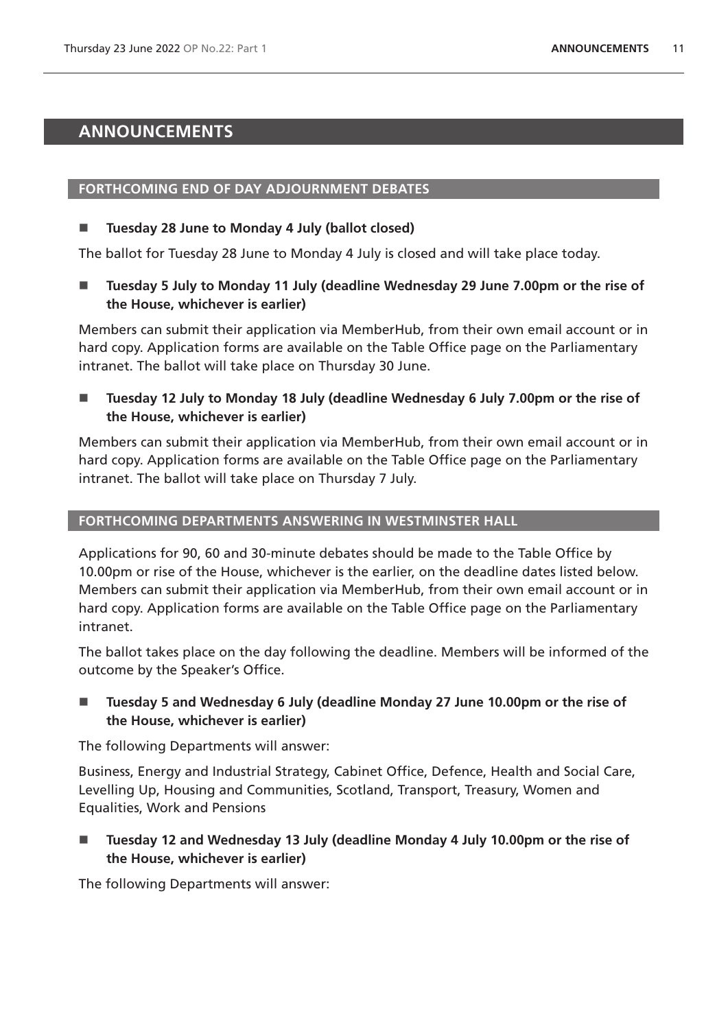# ANNOUNCEMENTS

## FORTHCOMING END OF DAY ADJOURNMENT DEBATES

- **Tuesday 28 June to Monday 4 July (ballot closed)**

The ballot for Tuesday 28 June to Monday 4 July is closed and will take place today.

- **Tuesday 5 July to Monday 11 July (deadline Wednesday 29 June 7.00pm or the rise of the House, whichever is earlier)**

Members can submit their application via MemberHub, from their own email account or in hard copy. Application forms are available on the Table Office page on the Parliamentary intranet. The ballot will take place on Thursday 30 June.

- **Tuesday 12 July to Monday 18 July (deadline Wednesday 6 July 7.00pm or the rise of the House, whichever is earlier)**

Members can submit their application via MemberHub, from their own email account or in hard copy. Application forms are available on the Table Office page on the Parliamentary intranet. The ballot will take place on Thursday 7 July.

## FORTHCOMING DEPARTMENTS ANSWERING IN WESTMINSTER HALL

Applications for 90, 60 and 30-minute debates should be made to the Table Office by 10.00pm or rise of the House, whichever is the earlier, on the deadline dates listed below. Members can submit their application via MemberHub, from their own email account or in hard copy. Application forms are available on the Table Office page on the Parliamentary intranet.

The ballot takes place on the day following the deadline. Members will be informed of the outcome by the Speaker's Office.

- **Tuesday 5 and Wednesday 6 July (deadline Monday 27 June 10.00pm or the rise of the House, whichever is earlier)**

The following Departments will answer:

Business, Energy and Industrial Strategy, Cabinet Office, Defence, Health and Social Care, Levelling Up, Housing and Communities, Scotland, Transport, Treasury, Women and Equalities, Work and Pensions

- **Tuesday 12 and Wednesday 13 July (deadline Monday 4 July 10.00pm or the rise of the House, whichever is earlier)**

The following Departments will answer: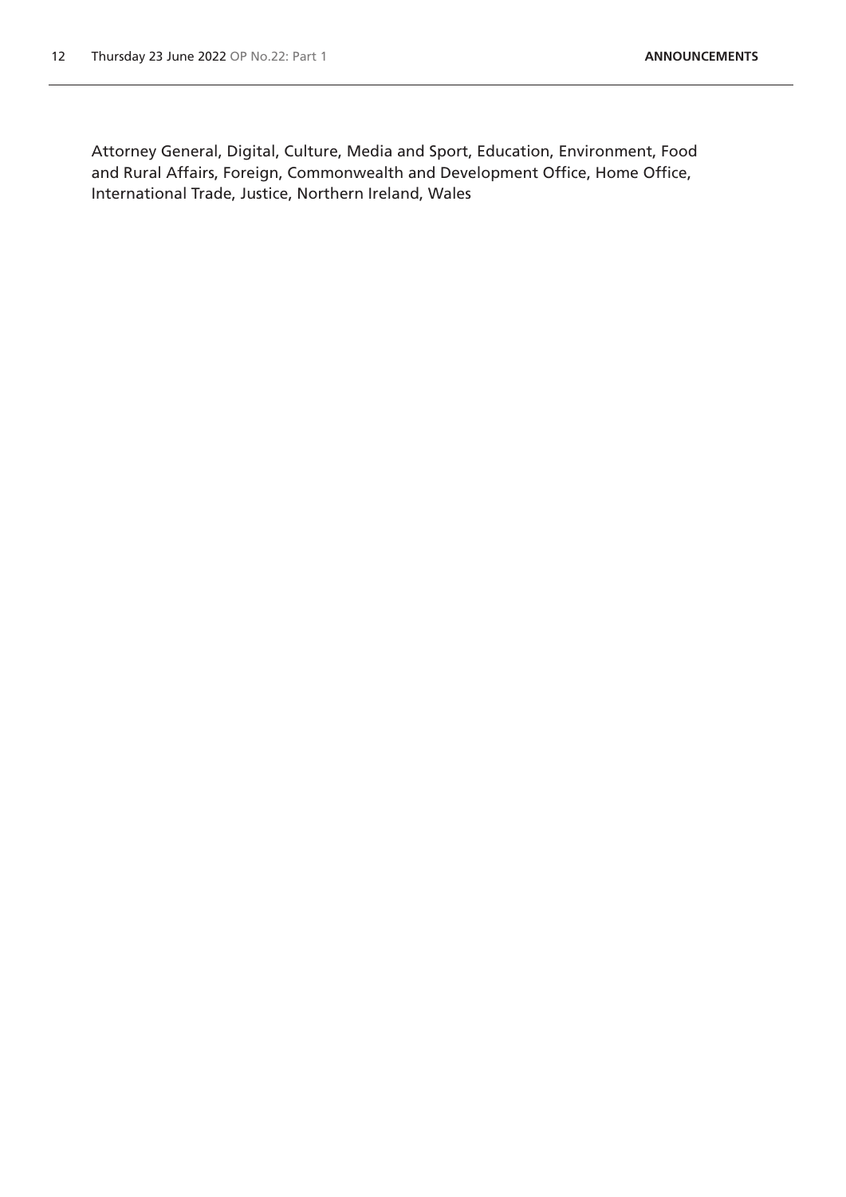Attorney General, Digital, Culture, Media and Sport, Education, Environment, Food and Rural Affairs, Foreign, Commonwealth and Development Office, Home Office, International Trade, Justice, Northern Ireland, Wales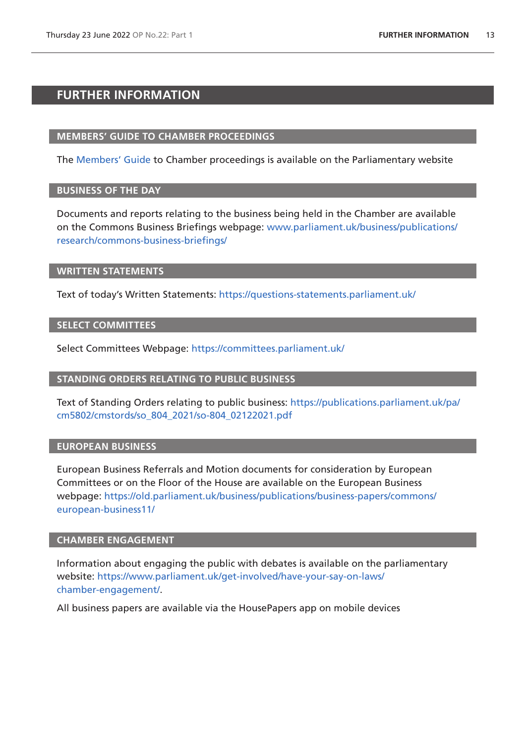# FURTHER INFORMATION

## MEMBERS' GUIDE TO CHAMBER PROCEEDINGS

The Members' Guide to Chamber proceedings is available on the Parliamentary website

## BUSINESS OF THE DAY

Documents and reports relating to the business being held in the Chamber are available on the Commons Business Briefings webpage: www.parliament.uk/business/publications/research/commons-business-briefings/

## WRITTEN STATEMENTS

Text of today's Written Statements: https://questions-statements.parliament.uk/

## SELECT COMMITTEES

Select Committees Webpage: https://committees.parliament.uk/

## STANDING ORDERS RELATING TO PUBLIC BUSINESS

Text of Standing Orders relating to public business: https://publications.parliament.uk/pa/cm5802/cmstords/so_804_2021/so-804_02122021.pdf

## EUROPEAN BUSINESS

European Business Referrals and Motion documents for consideration by European Committees or on the Floor of the House are available on the European Business webpage: https://old.parliament.uk/business/publications/business-papers/commons/european-business11/

## CHAMBER ENGAGEMENT

Information about engaging the public with debates is available on the parliamentary website: https://www.parliament.uk/get-involved/have-your-say-on-laws/chamber-engagement/.

All business papers are available via the HousePapers app on mobile devices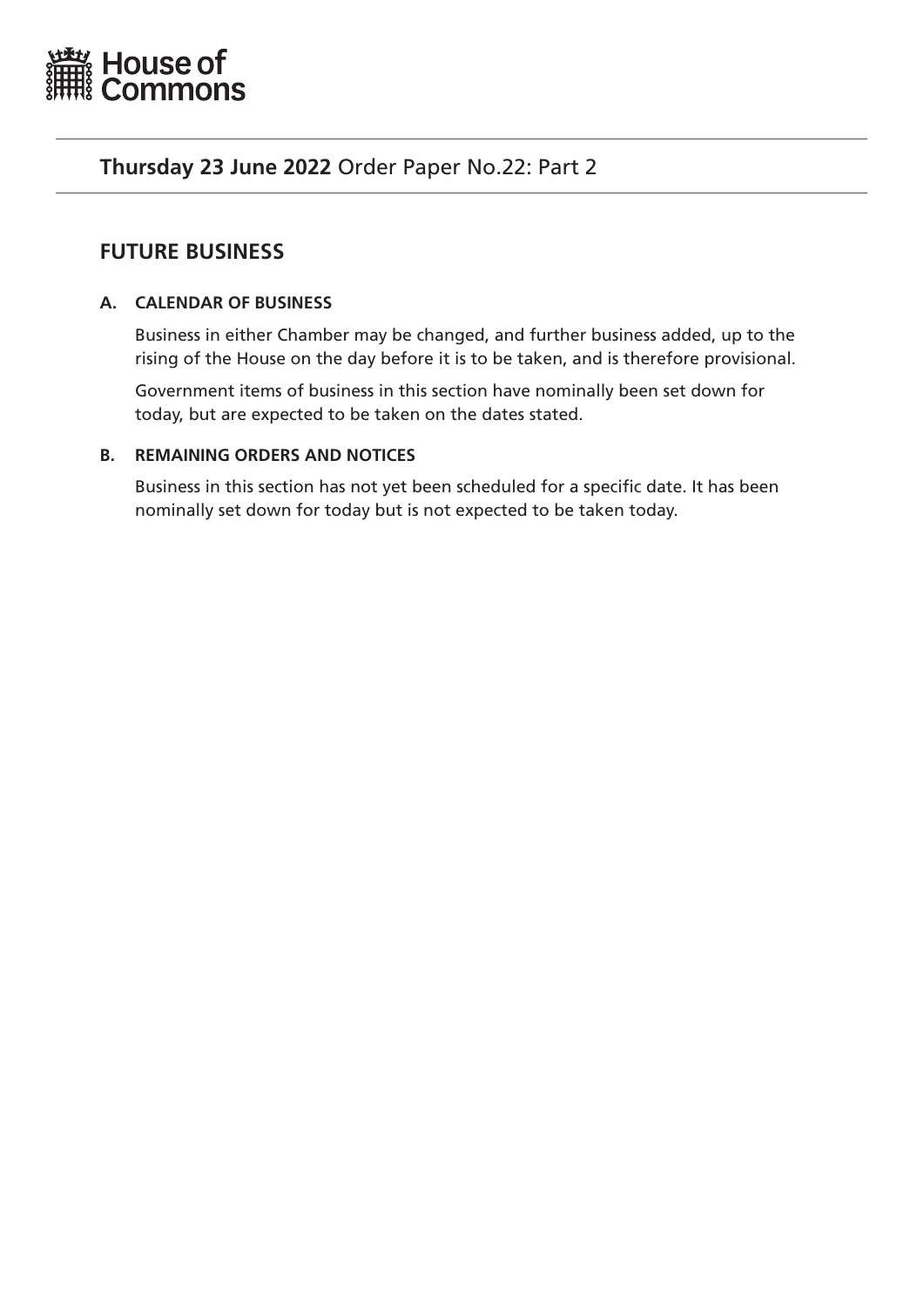# House of Commons

## **Thursday 23 June 2022** Order Paper No.22: Part 2

## FUTURE BUSINESS

### A. CALENDAR OF BUSINESS

Business in either Chamber may be changed, and further business added, up to the rising of the House on the day before it is to be taken, and is therefore provisional.

Government items of business in this section have nominally been set down for today, but are expected to be taken on the dates stated.

### B. REMAINING ORDERS AND NOTICES

Business in this section has not yet been scheduled for a specific date. It has been nominally set down for today but is not expected to be taken today.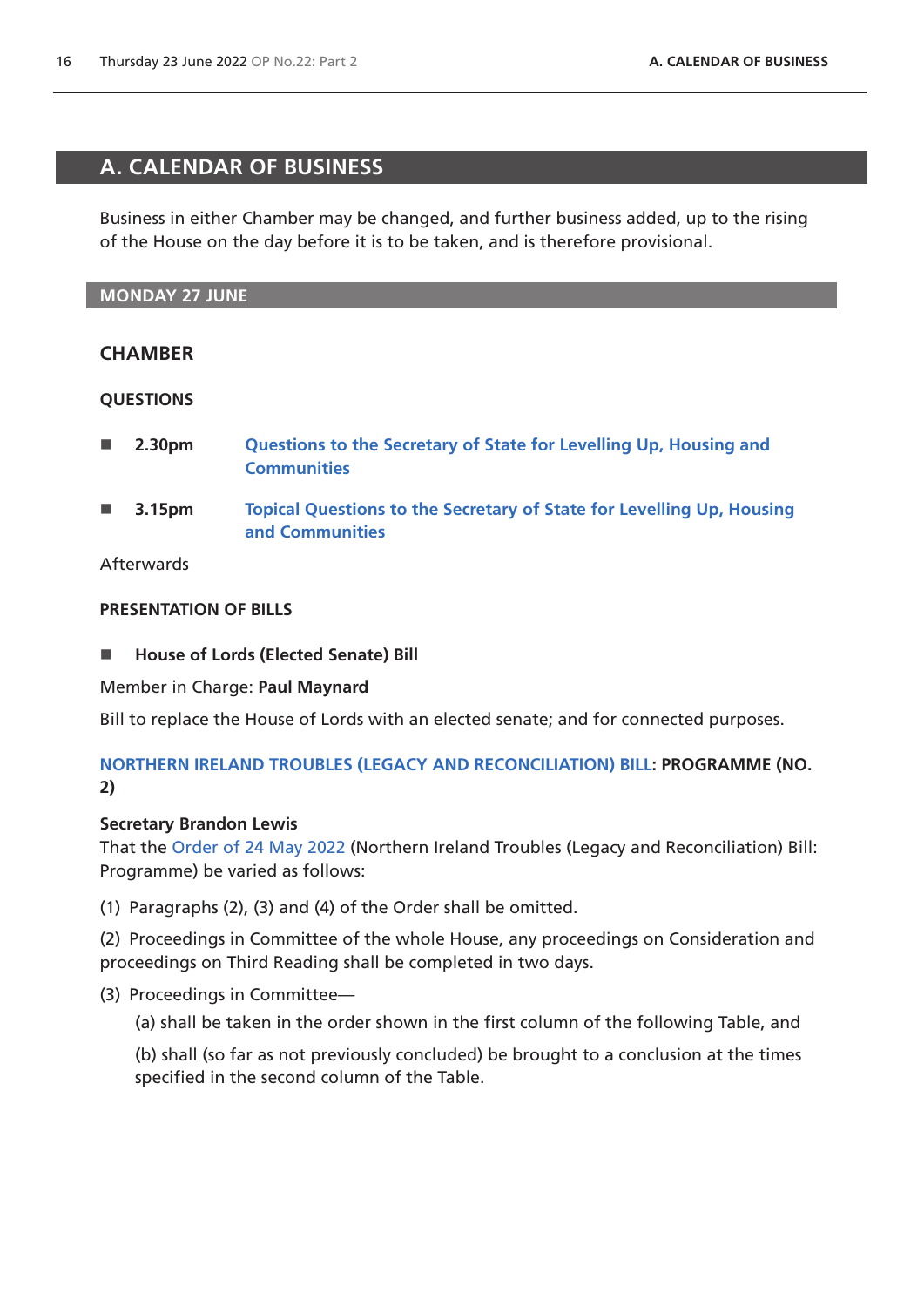# A. CALENDAR OF BUSINESS

Business in either Chamber may be changed, and further business added, up to the rising of the House on the day before it is to be taken, and is therefore provisional.

## MONDAY 27 JUNE

### CHAMBER

**QUESTIONS**

- **2.30pm** Questions to the Secretary of State for Levelling Up, Housing and Communities
- **3.15pm** Topical Questions to the Secretary of State for Levelling Up, Housing and Communities

Afterwards

**PRESENTATION OF BILLS**

- **House of Lords (Elected Senate) Bill**

Member in Charge: **Paul Maynard**

Bill to replace the House of Lords with an elected senate; and for connected purposes.

**NORTHERN IRELAND TROUBLES (LEGACY AND RECONCILIATION) BILL: PROGRAMME (NO. 2)**

**Secretary Brandon Lewis**
That the Order of 24 May 2022 (Northern Ireland Troubles (Legacy and Reconciliation) Bill: Programme) be varied as follows:

(1) Paragraphs (2), (3) and (4) of the Order shall be omitted.

(2) Proceedings in Committee of the whole House, any proceedings on Consideration and proceedings on Third Reading shall be completed in two days.

(3) Proceedings in Committee—

(a) shall be taken in the order shown in the first column of the following Table, and

(b) shall (so far as not previously concluded) be brought to a conclusion at the times specified in the second column of the Table.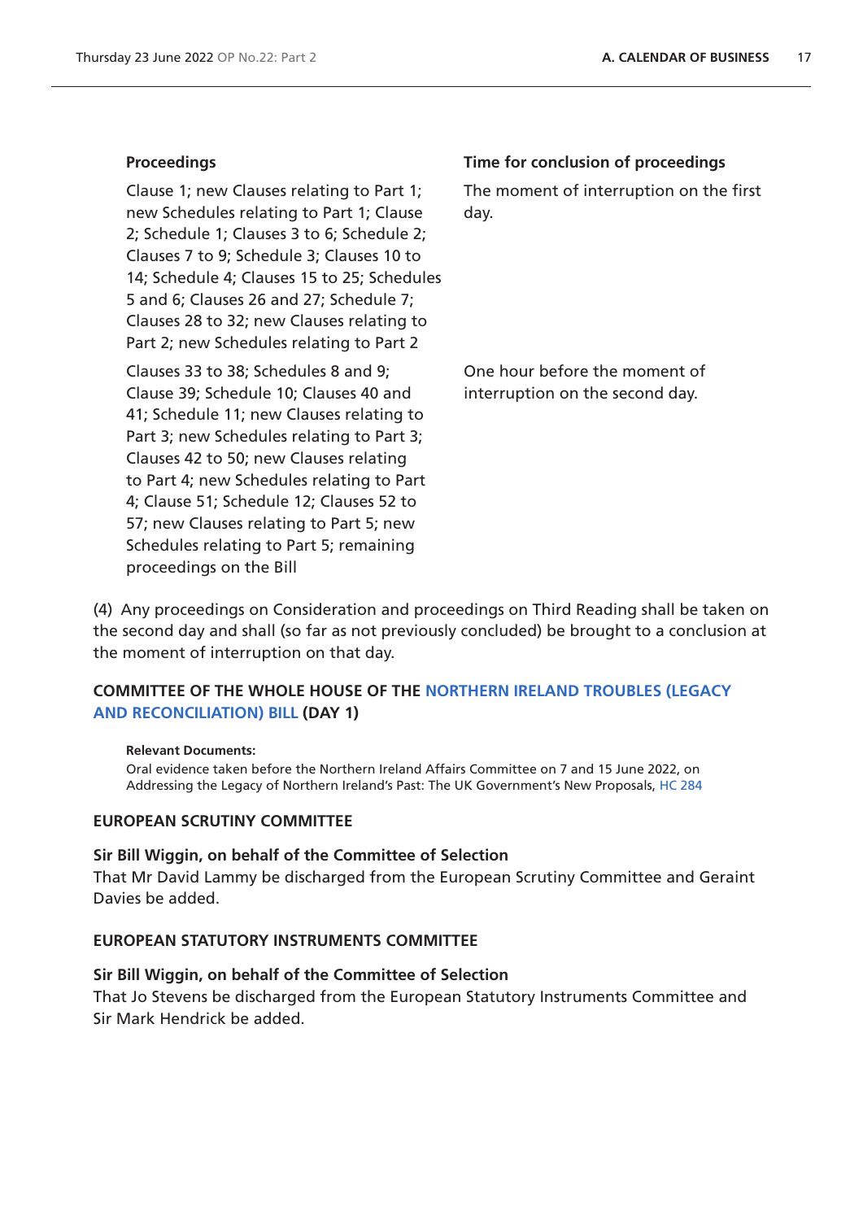| Proceedings | Time for conclusion of proceedings |
| --- | --- |
| Clause 1; new Clauses relating to Part 1; new Schedules relating to Part 1; Clause 2; Schedule 1; Clauses 3 to 6; Schedule 2; Clauses 7 to 9; Schedule 3; Clauses 10 to 14; Schedule 4; Clauses 15 to 25; Schedules 5 and 6; Clauses 26 and 27; Schedule 7; Clauses 28 to 32; new Clauses relating to Part 2; new Schedules relating to Part 2 | The moment of interruption on the first day. |
| Clauses 33 to 38; Schedules 8 and 9; Clause 39; Schedule 10; Clauses 40 and 41; Schedule 11; new Clauses relating to Part 3; new Schedules relating to Part 3; Clauses 42 to 50; new Clauses relating to Part 4; new Schedules relating to Part 4; Clause 51; Schedule 12; Clauses 52 to 57; new Clauses relating to Part 5; new Schedules relating to Part 5; remaining proceedings on the Bill | One hour before the moment of interruption on the second day. |

(4) Any proceedings on Consideration and proceedings on Third Reading shall be taken on the second day and shall (so far as not previously concluded) be brought to a conclusion at the moment of interruption on that day.

### COMMITTEE OF THE WHOLE HOUSE OF THE NORTHERN IRELAND TROUBLES (LEGACY AND RECONCILIATION) BILL (DAY 1)

**Relevant Documents:**

Oral evidence taken before the Northern Ireland Affairs Committee on 7 and 15 June 2022, on Addressing the Legacy of Northern Ireland's Past: The UK Government's New Proposals, HC 284

### EUROPEAN SCRUTINY COMMITTEE

**Sir Bill Wiggin, on behalf of the Committee of Selection**

That Mr David Lammy be discharged from the European Scrutiny Committee and Geraint Davies be added.

### EUROPEAN STATUTORY INSTRUMENTS COMMITTEE

**Sir Bill Wiggin, on behalf of the Committee of Selection**

That Jo Stevens be discharged from the European Statutory Instruments Committee and Sir Mark Hendrick be added.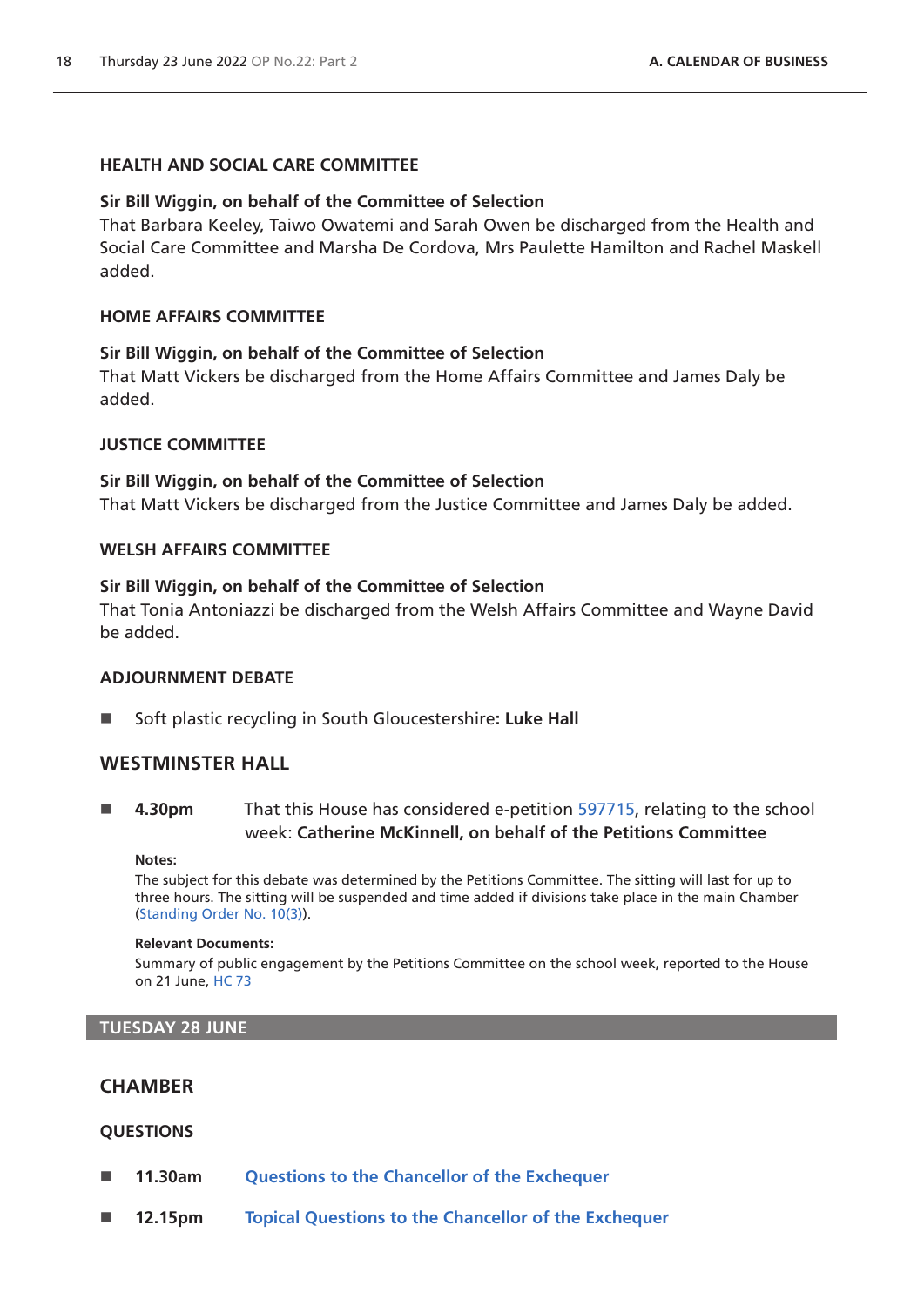### HEALTH AND SOCIAL CARE COMMITTEE

**Sir Bill Wiggin, on behalf of the Committee of Selection**
That Barbara Keeley, Taiwo Owatemi and Sarah Owen be discharged from the Health and Social Care Committee and Marsha De Cordova, Mrs Paulette Hamilton and Rachel Maskell added.

### HOME AFFAIRS COMMITTEE

**Sir Bill Wiggin, on behalf of the Committee of Selection**
That Matt Vickers be discharged from the Home Affairs Committee and James Daly be added.

### JUSTICE COMMITTEE

**Sir Bill Wiggin, on behalf of the Committee of Selection**
That Matt Vickers be discharged from the Justice Committee and James Daly be added.

### WELSH AFFAIRS COMMITTEE

**Sir Bill Wiggin, on behalf of the Committee of Selection**
That Tonia Antoniazzi be discharged from the Welsh Affairs Committee and Wayne David be added.

### ADJOURNMENT DEBATE

- Soft plastic recycling in South Gloucestershire**: Luke Hall**

## WESTMINSTER HALL

- **4.30pm** That this House has considered e-petition 597715, relating to the school week: **Catherine McKinnell, on behalf of the Petitions Committee**

**Notes:**
The subject for this debate was determined by the Petitions Committee. The sitting will last for up to three hours. The sitting will be suspended and time added if divisions take place in the main Chamber (Standing Order No. 10(3)).

**Relevant Documents:**
Summary of public engagement by the Petitions Committee on the school week, reported to the House on 21 June, HC 73

## TUESDAY 28 JUNE

## CHAMBER

### QUESTIONS

- **11.30am** Questions to the Chancellor of the Exchequer
- **12.15pm** Topical Questions to the Chancellor of the Exchequer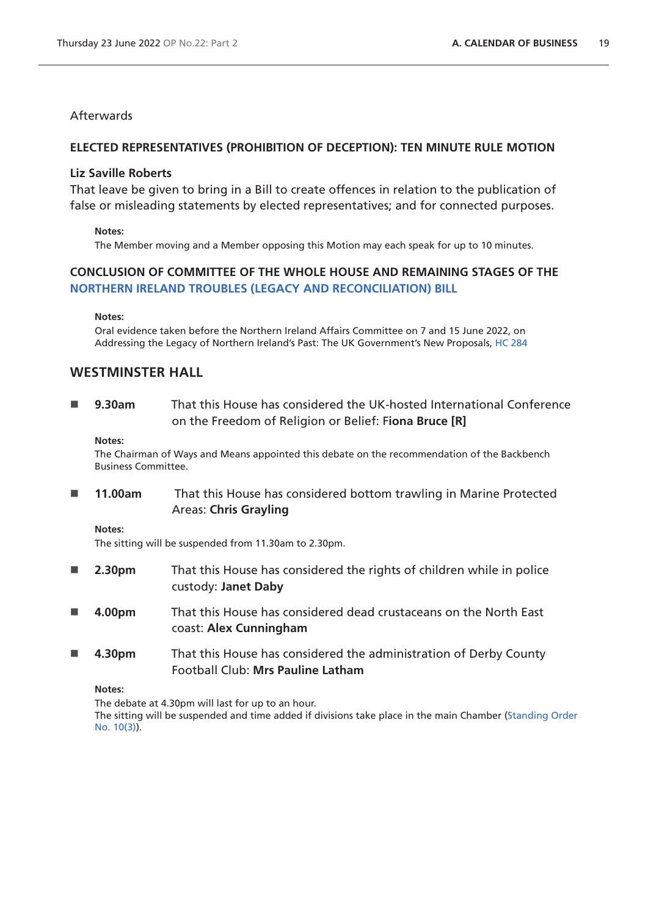Afterwards

### ELECTED REPRESENTATIVES (PROHIBITION OF DECEPTION): TEN MINUTE RULE MOTION

**Liz Saville Roberts**

That leave be given to bring in a Bill to create offences in relation to the publication of false or misleading statements by elected representatives; and for connected purposes.

**Notes:**

The Member moving and a Member opposing this Motion may each speak for up to 10 minutes.

### CONCLUSION OF COMMITTEE OF THE WHOLE HOUSE AND REMAINING STAGES OF THE NORTHERN IRELAND TROUBLES (LEGACY AND RECONCILIATION) BILL

**Notes:**

Oral evidence taken before the Northern Ireland Affairs Committee on 7 and 15 June 2022, on Addressing the Legacy of Northern Ireland's Past: The UK Government's New Proposals, HC 284

## WESTMINSTER HALL

- **9.30am** That this House has considered the UK-hosted International Conference on the Freedom of Religion or Belief: **Fiona Bruce [R]**

**Notes:**

The Chairman of Ways and Means appointed this debate on the recommendation of the Backbench Business Committee.

- **11.00am** That this House has considered bottom trawling in Marine Protected Areas: **Chris Grayling**

**Notes:**

The sitting will be suspended from 11.30am to 2.30pm.

- **2.30pm** That this House has considered the rights of children while in police custody: **Janet Daby**
- **4.00pm** That this House has considered dead crustaceans on the North East coast: **Alex Cunningham**
- **4.30pm** That this House has considered the administration of Derby County Football Club: **Mrs Pauline Latham**

**Notes:**

The debate at 4.30pm will last for up to an hour.
The sitting will be suspended and time added if divisions take place in the main Chamber (Standing Order No. 10(3)).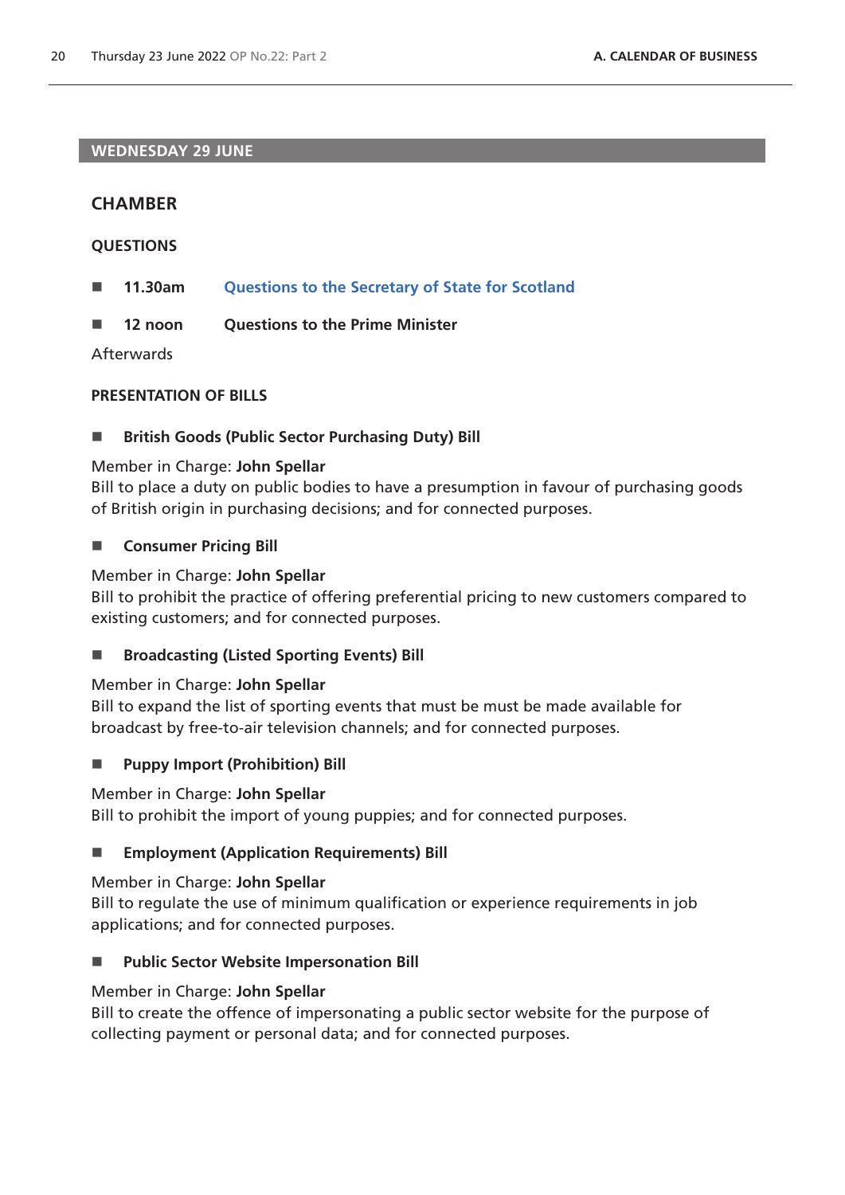## WEDNESDAY 29 JUNE

### CHAMBER

#### QUESTIONS

- **11.30am** **Questions to the Secretary of State for Scotland**
- **12 noon** **Questions to the Prime Minister**

Afterwards

#### PRESENTATION OF BILLS

- **British Goods (Public Sector Purchasing Duty) Bill**

Member in Charge: **John Spellar**
Bill to place a duty on public bodies to have a presumption in favour of purchasing goods of British origin in purchasing decisions; and for connected purposes.

- **Consumer Pricing Bill**

Member in Charge: **John Spellar**
Bill to prohibit the practice of offering preferential pricing to new customers compared to existing customers; and for connected purposes.

- **Broadcasting (Listed Sporting Events) Bill**

Member in Charge: **John Spellar**
Bill to expand the list of sporting events that must be must be made available for broadcast by free-to-air television channels; and for connected purposes.

- **Puppy Import (Prohibition) Bill**

Member in Charge: **John Spellar**
Bill to prohibit the import of young puppies; and for connected purposes.

- **Employment (Application Requirements) Bill**

Member in Charge: **John Spellar**
Bill to regulate the use of minimum qualification or experience requirements in job applications; and for connected purposes.

- **Public Sector Website Impersonation Bill**

Member in Charge: **John Spellar**
Bill to create the offence of impersonating a public sector website for the purpose of collecting payment or personal data; and for connected purposes.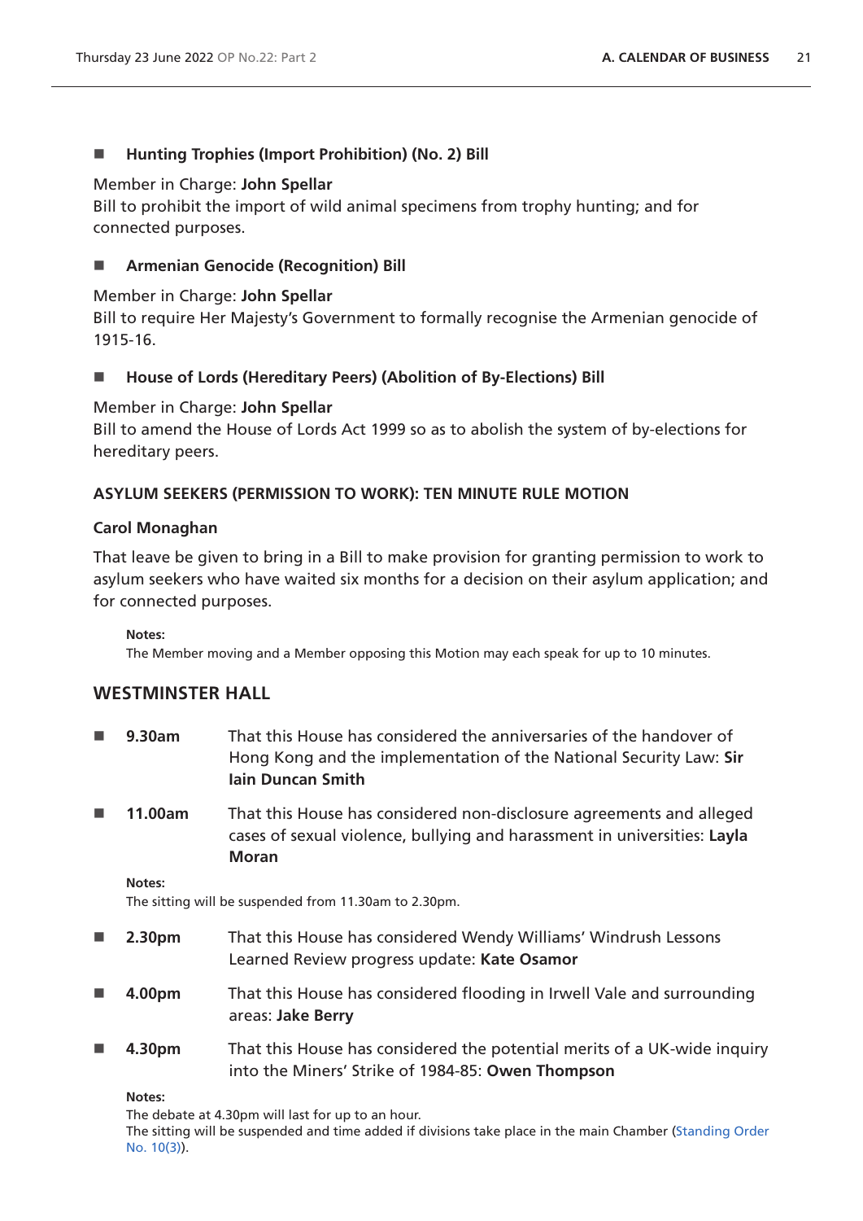- **Hunting Trophies (Import Prohibition) (No. 2) Bill**

Member in Charge: **John Spellar**
Bill to prohibit the import of wild animal specimens from trophy hunting; and for connected purposes.

- **Armenian Genocide (Recognition) Bill**

Member in Charge: **John Spellar**
Bill to require Her Majesty's Government to formally recognise the Armenian genocide of 1915-16.

- **House of Lords (Hereditary Peers) (Abolition of By-Elections) Bill**

Member in Charge: **John Spellar**
Bill to amend the House of Lords Act 1999 so as to abolish the system of by-elections for hereditary peers.

#### ASYLUM SEEKERS (PERMISSION TO WORK): TEN MINUTE RULE MOTION

**Carol Monaghan**

That leave be given to bring in a Bill to make provision for granting permission to work to asylum seekers who have waited six months for a decision on their asylum application; and for connected purposes.

**Notes:**
The Member moving and a Member opposing this Motion may each speak for up to 10 minutes.

## WESTMINSTER HALL

- **9.30am** That this House has considered the anniversaries of the handover of Hong Kong and the implementation of the National Security Law: **Sir Iain Duncan Smith**

- **11.00am** That this House has considered non-disclosure agreements and alleged cases of sexual violence, bullying and harassment in universities: **Layla Moran**

**Notes:**
The sitting will be suspended from 11.30am to 2.30pm.

- **2.30pm** That this House has considered Wendy Williams' Windrush Lessons Learned Review progress update: **Kate Osamor**

- **4.00pm** That this House has considered flooding in Irwell Vale and surrounding areas: **Jake Berry**

- **4.30pm** That this House has considered the potential merits of a UK-wide inquiry into the Miners' Strike of 1984-85: **Owen Thompson**

**Notes:**
The debate at 4.30pm will last for up to an hour.
The sitting will be suspended and time added if divisions take place in the main Chamber (Standing Order No. 10(3)).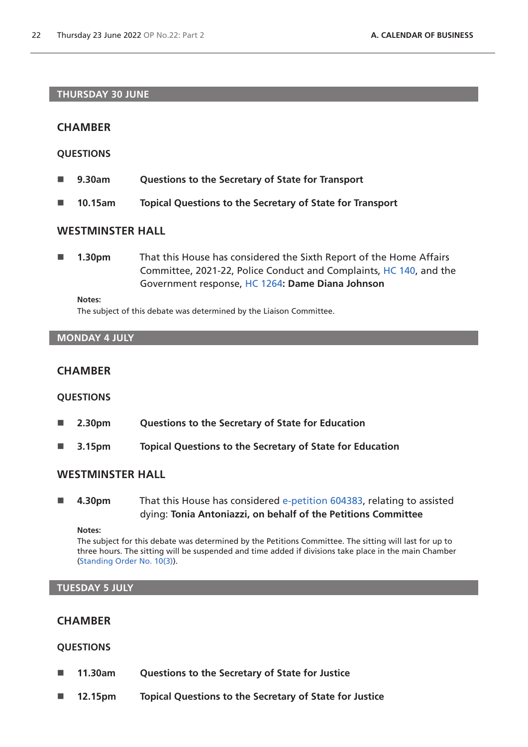## THURSDAY 30 JUNE

### CHAMBER

#### QUESTIONS

- **9.30am** **Questions to the Secretary of State for Transport**
- **10.15am** **Topical Questions to the Secretary of State for Transport**

### WESTMINSTER HALL

- **1.30pm** That this House has considered the Sixth Report of the Home Affairs Committee, 2021-22, Police Conduct and Complaints, HC 140, and the Government response, HC 1264**: Dame Diana Johnson**

**Notes:**
The subject of this debate was determined by the Liaison Committee.

## MONDAY 4 JULY

### CHAMBER

#### QUESTIONS

- **2.30pm** **Questions to the Secretary of State for Education**
- **3.15pm** **Topical Questions to the Secretary of State for Education**

### WESTMINSTER HALL

- **4.30pm** That this House has considered e-petition 604383, relating to assisted dying: **Tonia Antoniazzi, on behalf of the Petitions Committee**

**Notes:**
The subject for this debate was determined by the Petitions Committee. The sitting will last for up to three hours. The sitting will be suspended and time added if divisions take place in the main Chamber (Standing Order No. 10(3)).

## TUESDAY 5 JULY

### CHAMBER

#### QUESTIONS

- **11.30am** **Questions to the Secretary of State for Justice**
- **12.15pm** **Topical Questions to the Secretary of State for Justice**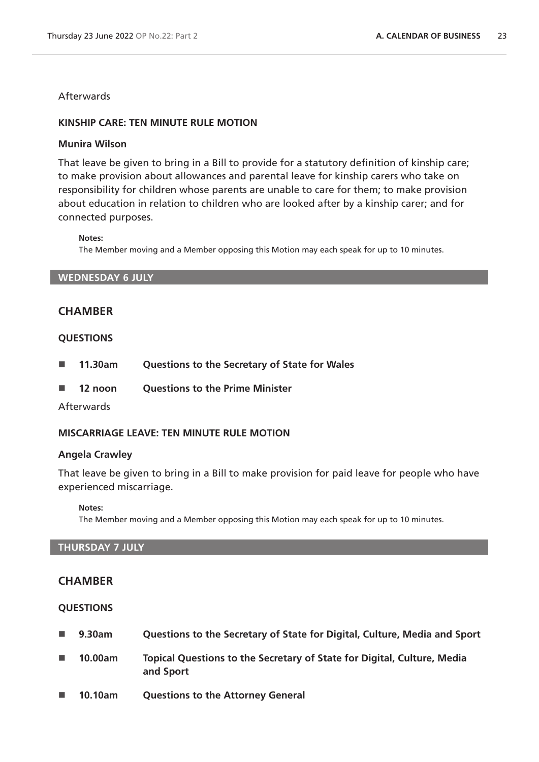Afterwards

**KINSHIP CARE: TEN MINUTE RULE MOTION**

**Munira Wilson**

That leave be given to bring in a Bill to provide for a statutory definition of kinship care; to make provision about allowances and parental leave for kinship carers who take on responsibility for children whose parents are unable to care for them; to make provision about education in relation to children who are looked after by a kinship carer; and for connected purposes.

**Notes:**
The Member moving and a Member opposing this Motion may each speak for up to 10 minutes.

## WEDNESDAY 6 JULY

## CHAMBER

### QUESTIONS

- **11.30am** **Questions to the Secretary of State for Wales**
- **12 noon** **Questions to the Prime Minister**

Afterwards

**MISCARRIAGE LEAVE: TEN MINUTE RULE MOTION**

**Angela Crawley**

That leave be given to bring in a Bill to make provision for paid leave for people who have experienced miscarriage.

**Notes:**
The Member moving and a Member opposing this Motion may each speak for up to 10 minutes.

## THURSDAY 7 JULY

## CHAMBER

### QUESTIONS

- **9.30am** **Questions to the Secretary of State for Digital, Culture, Media and Sport**
- **10.00am** **Topical Questions to the Secretary of State for Digital, Culture, Media and Sport**
- **10.10am** **Questions to the Attorney General**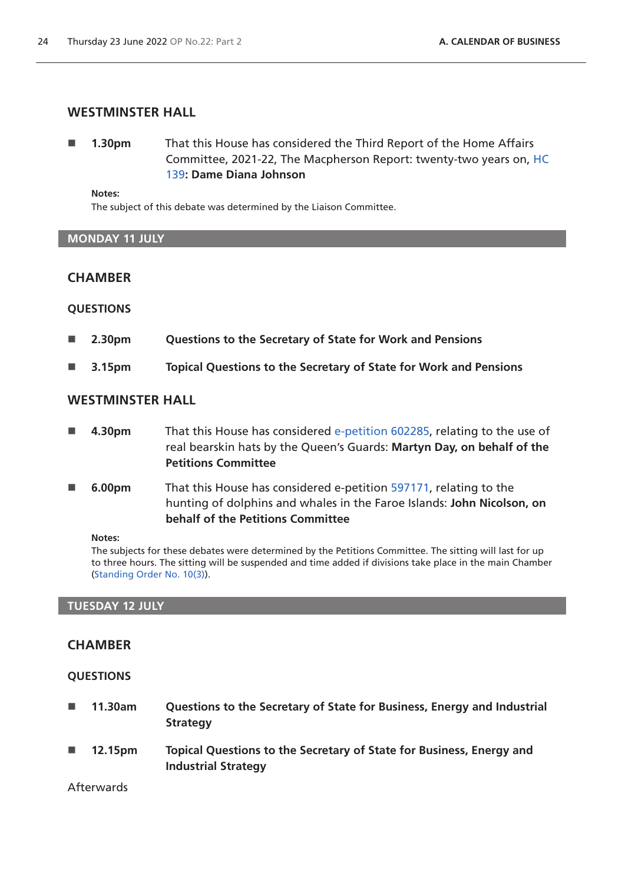## WESTMINSTER HALL

- **1.30pm** That this House has considered the Third Report of the Home Affairs Committee, 2021-22, The Macpherson Report: twenty-two years on, HC 139: **Dame Diana Johnson**

**Notes:**
The subject of this debate was determined by the Liaison Committee.

# MONDAY 11 JULY

## CHAMBER

### QUESTIONS

- **2.30pm** **Questions to the Secretary of State for Work and Pensions**
- **3.15pm** **Topical Questions to the Secretary of State for Work and Pensions**

## WESTMINSTER HALL

- **4.30pm** That this House has considered e-petition 602285, relating to the use of real bearskin hats by the Queen's Guards: **Martyn Day, on behalf of the Petitions Committee**
- **6.00pm** That this House has considered e-petition 597171, relating to the hunting of dolphins and whales in the Faroe Islands: **John Nicolson, on behalf of the Petitions Committee**

**Notes:**
The subjects for these debates were determined by the Petitions Committee. The sitting will last for up to three hours. The sitting will be suspended and time added if divisions take place in the main Chamber (Standing Order No. 10(3)).

# TUESDAY 12 JULY

## CHAMBER

### QUESTIONS

- **11.30am** **Questions to the Secretary of State for Business, Energy and Industrial Strategy**
- **12.15pm** **Topical Questions to the Secretary of State for Business, Energy and Industrial Strategy**

Afterwards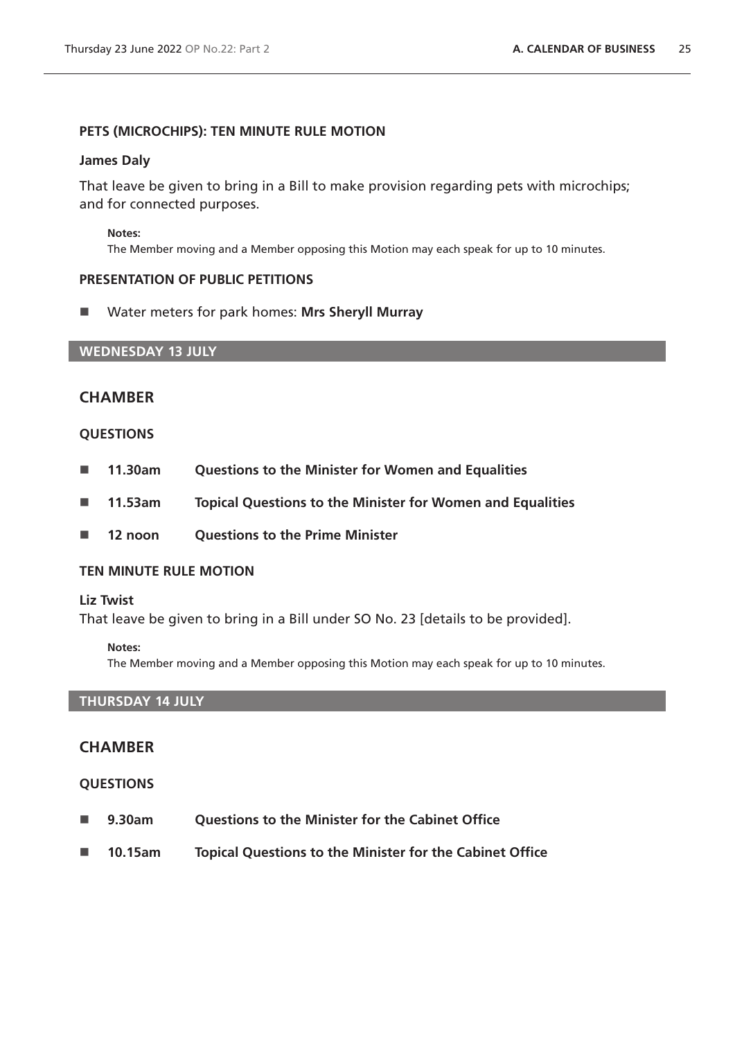### PETS (MICROCHIPS): TEN MINUTE RULE MOTION

**James Daly**

That leave be given to bring in a Bill to make provision regarding pets with microchips; and for connected purposes.

**Notes:**
The Member moving and a Member opposing this Motion may each speak for up to 10 minutes.

### PRESENTATION OF PUBLIC PETITIONS

- Water meters for park homes: **Mrs Sheryll Murray**

## WEDNESDAY 13 JULY

## CHAMBER

### QUESTIONS

- **11.30am** **Questions to the Minister for Women and Equalities**
- **11.53am** **Topical Questions to the Minister for Women and Equalities**
- **12 noon** **Questions to the Prime Minister**

### TEN MINUTE RULE MOTION

**Liz Twist**
That leave be given to bring in a Bill under SO No. 23 [details to be provided].

**Notes:**
The Member moving and a Member opposing this Motion may each speak for up to 10 minutes.

## THURSDAY 14 JULY

## CHAMBER

### QUESTIONS

- **9.30am** **Questions to the Minister for the Cabinet Office**
- **10.15am** **Topical Questions to the Minister for the Cabinet Office**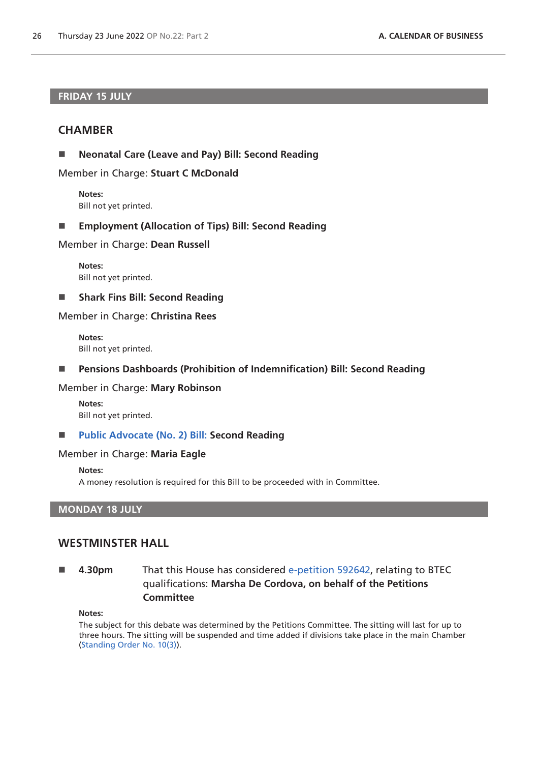## FRIDAY 15 JULY

### CHAMBER

- **Neonatal Care (Leave and Pay) Bill: Second Reading**

Member in Charge: **Stuart C McDonald**

**Notes:**
Bill not yet printed.

- **Employment (Allocation of Tips) Bill: Second Reading**

Member in Charge: **Dean Russell**

**Notes:**
Bill not yet printed.

- **Shark Fins Bill: Second Reading**

Member in Charge: **Christina Rees**

**Notes:**
Bill not yet printed.

- **Pensions Dashboards (Prohibition of Indemnification) Bill: Second Reading**

Member in Charge: **Mary Robinson**

**Notes:**
Bill not yet printed.

- **Public Advocate (No. 2) Bill: Second Reading**

Member in Charge: **Maria Eagle**

**Notes:**
A money resolution is required for this Bill to be proceeded with in Committee.

## MONDAY 18 JULY

### WESTMINSTER HALL

- **4.30pm** That this House has considered e-petition 592642, relating to BTEC qualifications: **Marsha De Cordova, on behalf of the Petitions Committee**

**Notes:**
The subject for this debate was determined by the Petitions Committee. The sitting will last for up to three hours. The sitting will be suspended and time added if divisions take place in the main Chamber (Standing Order No. 10(3)).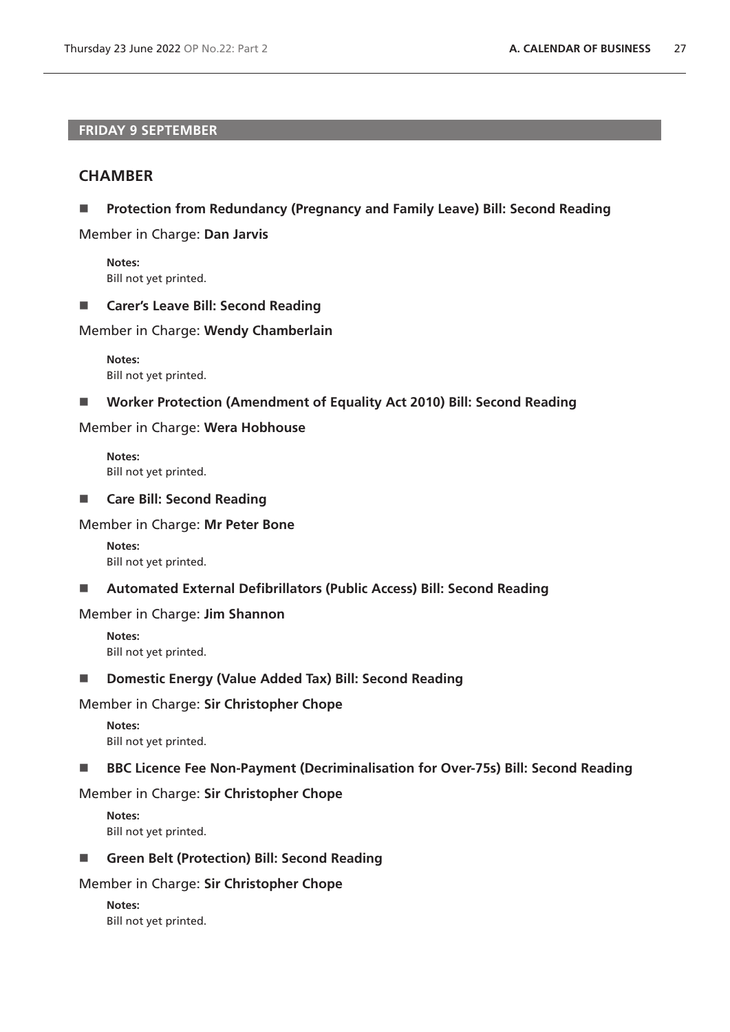## FRIDAY 9 SEPTEMBER

### CHAMBER

- **Protection from Redundancy (Pregnancy and Family Leave) Bill: Second Reading**

Member in Charge: **Dan Jarvis**

**Notes:**
Bill not yet printed.

- **Carer's Leave Bill: Second Reading**

Member in Charge: **Wendy Chamberlain**

**Notes:**
Bill not yet printed.

- **Worker Protection (Amendment of Equality Act 2010) Bill: Second Reading**

Member in Charge: **Wera Hobhouse**

**Notes:**
Bill not yet printed.

- **Care Bill: Second Reading**

Member in Charge: **Mr Peter Bone**

**Notes:**
Bill not yet printed.

- **Automated External Defibrillators (Public Access) Bill: Second Reading**

Member in Charge: **Jim Shannon**

**Notes:**
Bill not yet printed.

- **Domestic Energy (Value Added Tax) Bill: Second Reading**

Member in Charge: **Sir Christopher Chope**

**Notes:**
Bill not yet printed.

- **BBC Licence Fee Non-Payment (Decriminalisation for Over-75s) Bill: Second Reading**

Member in Charge: **Sir Christopher Chope**

**Notes:**
Bill not yet printed.

- **Green Belt (Protection) Bill: Second Reading**

Member in Charge: **Sir Christopher Chope**

**Notes:**
Bill not yet printed.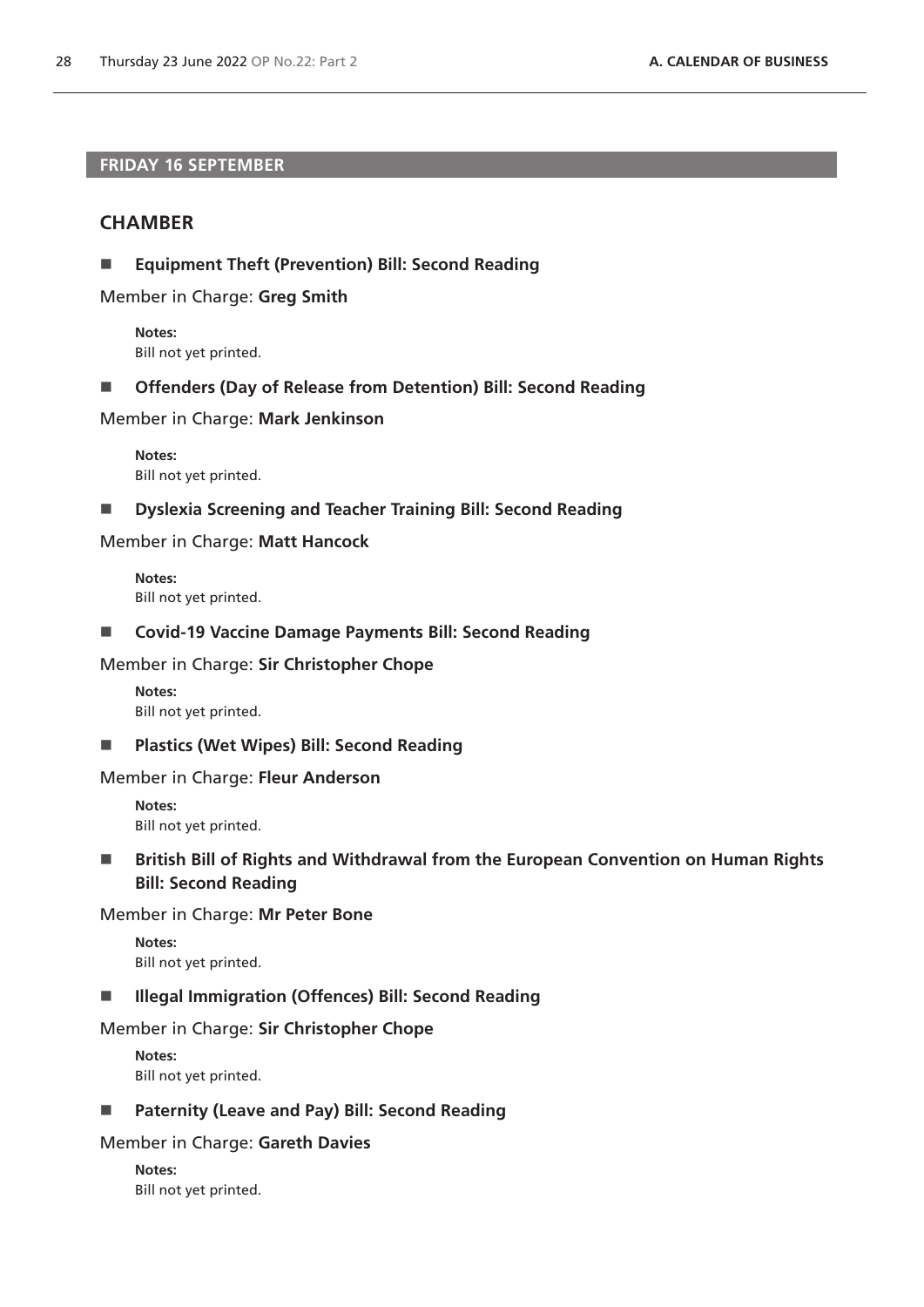## FRIDAY 16 SEPTEMBER

### CHAMBER

- **Equipment Theft (Prevention) Bill: Second Reading**

Member in Charge: **Greg Smith**

**Notes:**
Bill not yet printed.

- **Offenders (Day of Release from Detention) Bill: Second Reading**

Member in Charge: **Mark Jenkinson**

**Notes:**
Bill not yet printed.

- **Dyslexia Screening and Teacher Training Bill: Second Reading**

Member in Charge: **Matt Hancock**

**Notes:**
Bill not yet printed.

- **Covid-19 Vaccine Damage Payments Bill: Second Reading**

Member in Charge: **Sir Christopher Chope**

**Notes:**
Bill not yet printed.

- **Plastics (Wet Wipes) Bill: Second Reading**

Member in Charge: **Fleur Anderson**

**Notes:**
Bill not yet printed.

- **British Bill of Rights and Withdrawal from the European Convention on Human Rights Bill: Second Reading**

Member in Charge: **Mr Peter Bone**

**Notes:**
Bill not yet printed.

- **Illegal Immigration (Offences) Bill: Second Reading**

Member in Charge: **Sir Christopher Chope**

**Notes:**
Bill not yet printed.

- **Paternity (Leave and Pay) Bill: Second Reading**

Member in Charge: **Gareth Davies**

**Notes:**
Bill not yet printed.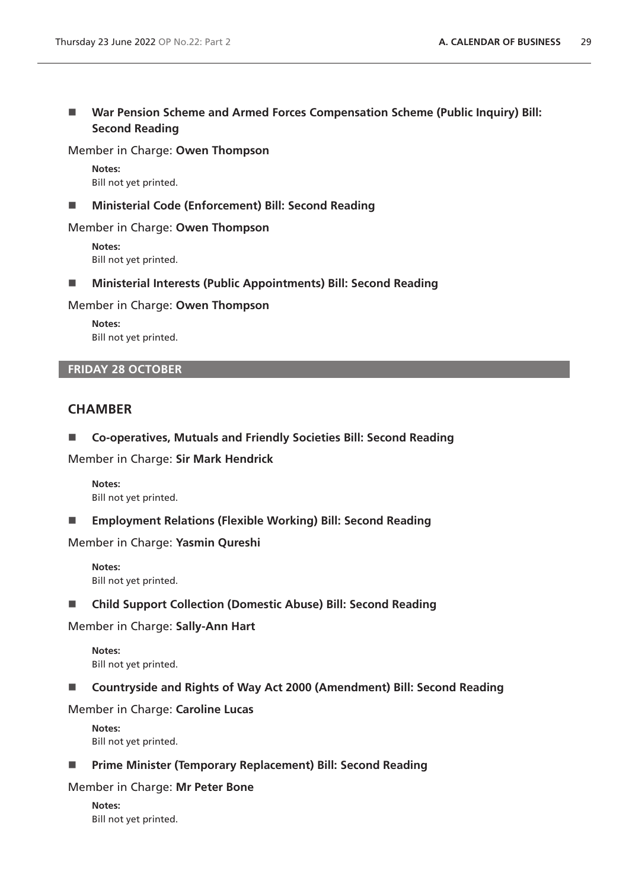- **War Pension Scheme and Armed Forces Compensation Scheme (Public Inquiry) Bill: Second Reading**

Member in Charge: **Owen Thompson**

**Notes:**
Bill not yet printed.

- **Ministerial Code (Enforcement) Bill: Second Reading**

Member in Charge: **Owen Thompson**

**Notes:**
Bill not yet printed.

- **Ministerial Interests (Public Appointments) Bill: Second Reading**

Member in Charge: **Owen Thompson**

**Notes:**
Bill not yet printed.

## FRIDAY 28 OCTOBER

### CHAMBER

- **Co-operatives, Mutuals and Friendly Societies Bill: Second Reading**

Member in Charge: **Sir Mark Hendrick**

**Notes:**
Bill not yet printed.

- **Employment Relations (Flexible Working) Bill: Second Reading**

Member in Charge: **Yasmin Qureshi**

**Notes:**
Bill not yet printed.

- **Child Support Collection (Domestic Abuse) Bill: Second Reading**

Member in Charge: **Sally-Ann Hart**

**Notes:**
Bill not yet printed.

- **Countryside and Rights of Way Act 2000 (Amendment) Bill: Second Reading**

Member in Charge: **Caroline Lucas**

**Notes:**
Bill not yet printed.

- **Prime Minister (Temporary Replacement) Bill: Second Reading**

Member in Charge: **Mr Peter Bone**

**Notes:**
Bill not yet printed.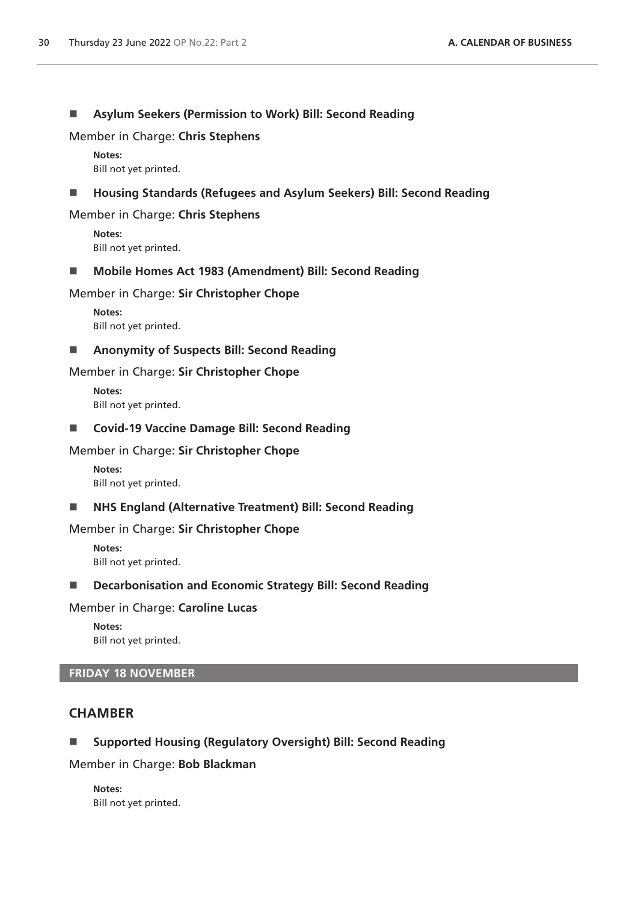- **Asylum Seekers (Permission to Work) Bill: Second Reading**

Member in Charge: **Chris Stephens**

**Notes:**
Bill not yet printed.

- **Housing Standards (Refugees and Asylum Seekers) Bill: Second Reading**

Member in Charge: **Chris Stephens**

**Notes:**
Bill not yet printed.

- **Mobile Homes Act 1983 (Amendment) Bill: Second Reading**

Member in Charge: **Sir Christopher Chope**

**Notes:**
Bill not yet printed.

- **Anonymity of Suspects Bill: Second Reading**

Member in Charge: **Sir Christopher Chope**

**Notes:**
Bill not yet printed.

- **Covid-19 Vaccine Damage Bill: Second Reading**

Member in Charge: **Sir Christopher Chope**

**Notes:**
Bill not yet printed.

- **NHS England (Alternative Treatment) Bill: Second Reading**

Member in Charge: **Sir Christopher Chope**

**Notes:**
Bill not yet printed.

- **Decarbonisation and Economic Strategy Bill: Second Reading**

Member in Charge: **Caroline Lucas**

**Notes:**
Bill not yet printed.

## FRIDAY 18 NOVEMBER

## CHAMBER

- **Supported Housing (Regulatory Oversight) Bill: Second Reading**

Member in Charge: **Bob Blackman**

**Notes:**
Bill not yet printed.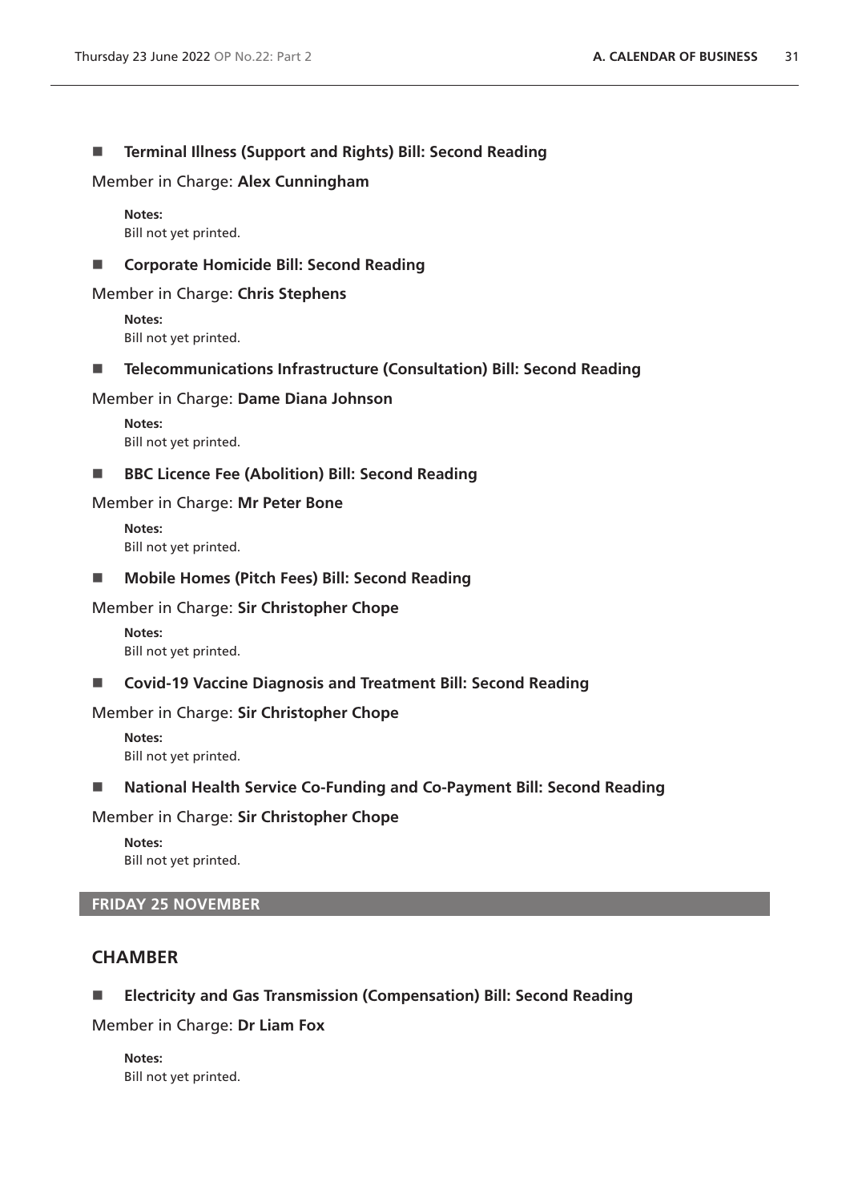- **Terminal Illness (Support and Rights) Bill: Second Reading**

Member in Charge: **Alex Cunningham**

**Notes:**
Bill not yet printed.

- **Corporate Homicide Bill: Second Reading**

Member in Charge: **Chris Stephens**

**Notes:**
Bill not yet printed.

- **Telecommunications Infrastructure (Consultation) Bill: Second Reading**

Member in Charge: **Dame Diana Johnson**

**Notes:**
Bill not yet printed.

- **BBC Licence Fee (Abolition) Bill: Second Reading**

Member in Charge: **Mr Peter Bone**

**Notes:**
Bill not yet printed.

- **Mobile Homes (Pitch Fees) Bill: Second Reading**

Member in Charge: **Sir Christopher Chope**

**Notes:**
Bill not yet printed.

- **Covid-19 Vaccine Diagnosis and Treatment Bill: Second Reading**

Member in Charge: **Sir Christopher Chope**

**Notes:**
Bill not yet printed.

- **National Health Service Co-Funding and Co-Payment Bill: Second Reading**

Member in Charge: **Sir Christopher Chope**

**Notes:**
Bill not yet printed.

## FRIDAY 25 NOVEMBER

## CHAMBER

- **Electricity and Gas Transmission (Compensation) Bill: Second Reading**

Member in Charge: **Dr Liam Fox**

**Notes:**
Bill not yet printed.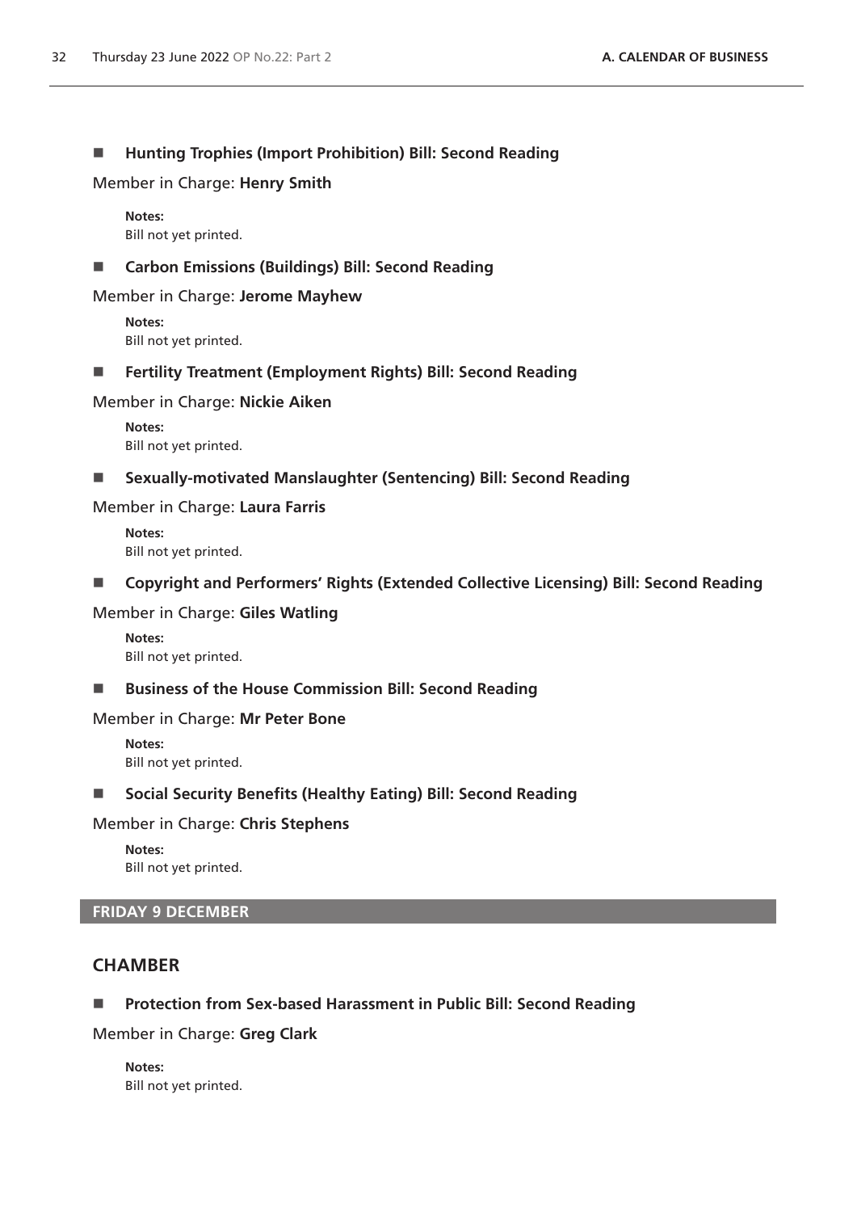- **Hunting Trophies (Import Prohibition) Bill: Second Reading**

Member in Charge: **Henry Smith**

**Notes:**
Bill not yet printed.

- **Carbon Emissions (Buildings) Bill: Second Reading**

Member in Charge: **Jerome Mayhew**

**Notes:**
Bill not yet printed.

- **Fertility Treatment (Employment Rights) Bill: Second Reading**

Member in Charge: **Nickie Aiken**

**Notes:**
Bill not yet printed.

- **Sexually-motivated Manslaughter (Sentencing) Bill: Second Reading**

Member in Charge: **Laura Farris**

**Notes:**
Bill not yet printed.

- **Copyright and Performers' Rights (Extended Collective Licensing) Bill: Second Reading**

Member in Charge: **Giles Watling**

**Notes:**
Bill not yet printed.

- **Business of the House Commission Bill: Second Reading**

Member in Charge: **Mr Peter Bone**

**Notes:**
Bill not yet printed.

- **Social Security Benefits (Healthy Eating) Bill: Second Reading**

Member in Charge: **Chris Stephens**

**Notes:**
Bill not yet printed.

## FRIDAY 9 DECEMBER

## CHAMBER

- **Protection from Sex-based Harassment in Public Bill: Second Reading**

Member in Charge: **Greg Clark**

**Notes:**
Bill not yet printed.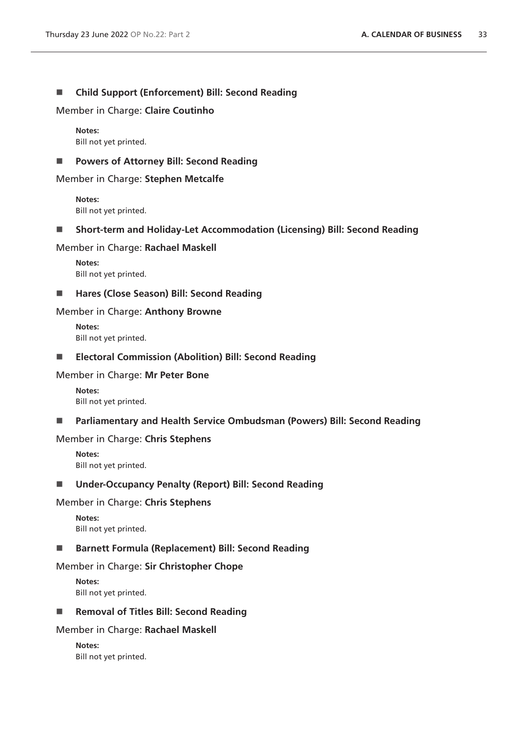- **Child Support (Enforcement) Bill: Second Reading**

Member in Charge: **Claire Coutinho**

**Notes:**
Bill not yet printed.

- **Powers of Attorney Bill: Second Reading**

Member in Charge: **Stephen Metcalfe**

**Notes:**
Bill not yet printed.

- **Short-term and Holiday-Let Accommodation (Licensing) Bill: Second Reading**

Member in Charge: **Rachael Maskell**

**Notes:**
Bill not yet printed.

- **Hares (Close Season) Bill: Second Reading**

Member in Charge: **Anthony Browne**

**Notes:**
Bill not yet printed.

- **Electoral Commission (Abolition) Bill: Second Reading**

Member in Charge: **Mr Peter Bone**

**Notes:**
Bill not yet printed.

- **Parliamentary and Health Service Ombudsman (Powers) Bill: Second Reading**

Member in Charge: **Chris Stephens**

**Notes:**
Bill not yet printed.

- **Under-Occupancy Penalty (Report) Bill: Second Reading**

Member in Charge: **Chris Stephens**

**Notes:**
Bill not yet printed.

- **Barnett Formula (Replacement) Bill: Second Reading**

Member in Charge: **Sir Christopher Chope**

**Notes:**
Bill not yet printed.

- **Removal of Titles Bill: Second Reading**

Member in Charge: **Rachael Maskell**

**Notes:**
Bill not yet printed.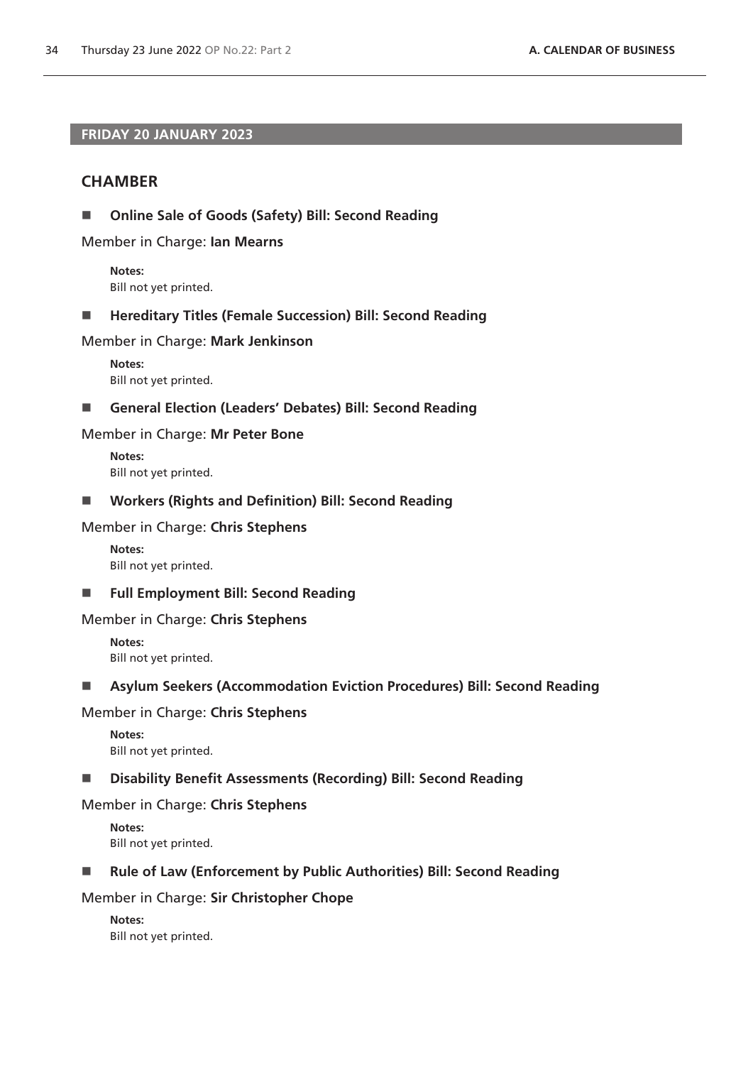## FRIDAY 20 JANUARY 2023

### CHAMBER

- **Online Sale of Goods (Safety) Bill: Second Reading**

Member in Charge: **Ian Mearns**

> **Notes:**
> Bill not yet printed.

- **Hereditary Titles (Female Succession) Bill: Second Reading**

Member in Charge: **Mark Jenkinson**

> **Notes:**
> Bill not yet printed.

- **General Election (Leaders' Debates) Bill: Second Reading**

Member in Charge: **Mr Peter Bone**

> **Notes:**
> Bill not yet printed.

- **Workers (Rights and Definition) Bill: Second Reading**

Member in Charge: **Chris Stephens**

> **Notes:**
> Bill not yet printed.

- **Full Employment Bill: Second Reading**

Member in Charge: **Chris Stephens**

> **Notes:**
> Bill not yet printed.

- **Asylum Seekers (Accommodation Eviction Procedures) Bill: Second Reading**

Member in Charge: **Chris Stephens**

> **Notes:**
> Bill not yet printed.

- **Disability Benefit Assessments (Recording) Bill: Second Reading**

Member in Charge: **Chris Stephens**

> **Notes:**
> Bill not yet printed.

- **Rule of Law (Enforcement by Public Authorities) Bill: Second Reading**

Member in Charge: **Sir Christopher Chope**

> **Notes:**
> Bill not yet printed.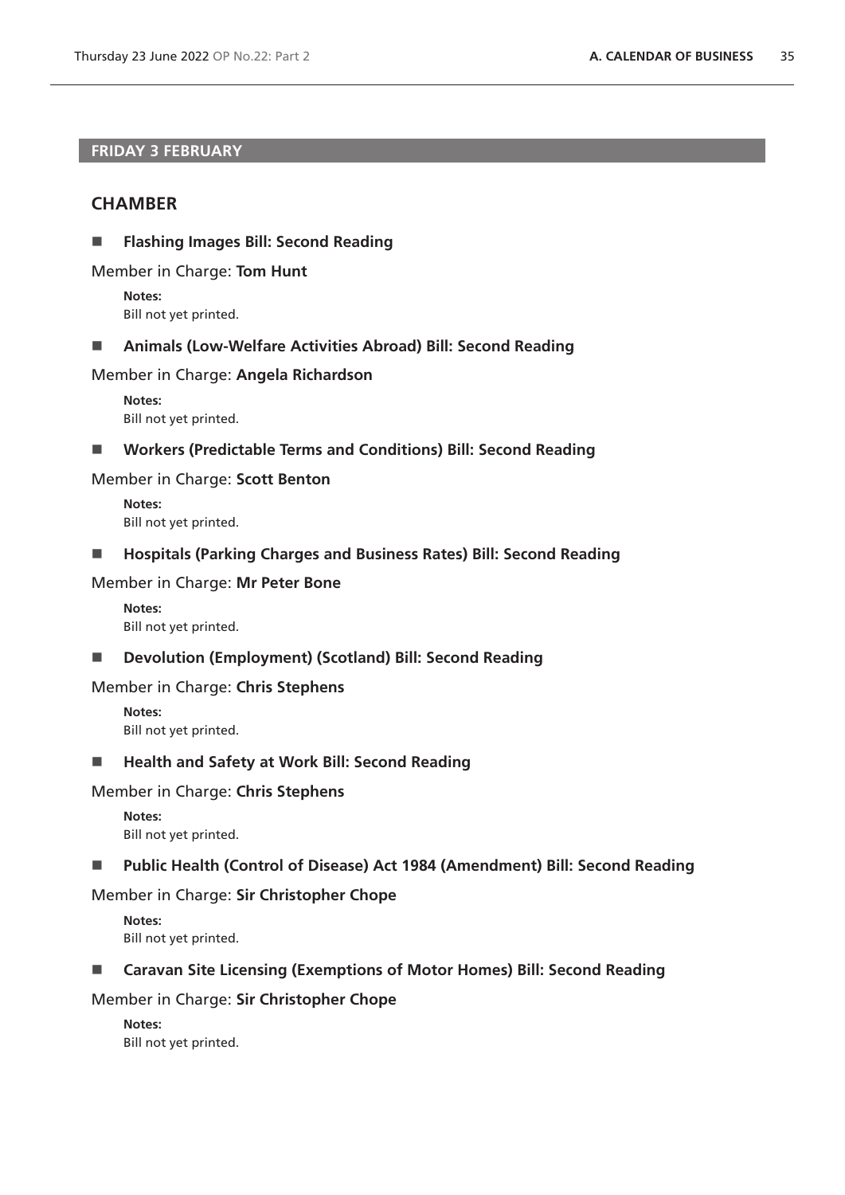## FRIDAY 3 FEBRUARY

### CHAMBER

- **Flashing Images Bill: Second Reading**

Member in Charge: **Tom Hunt**

**Notes:**
Bill not yet printed.

- **Animals (Low-Welfare Activities Abroad) Bill: Second Reading**

Member in Charge: **Angela Richardson**

**Notes:**
Bill not yet printed.

- **Workers (Predictable Terms and Conditions) Bill: Second Reading**

Member in Charge: **Scott Benton**

**Notes:**
Bill not yet printed.

- **Hospitals (Parking Charges and Business Rates) Bill: Second Reading**

Member in Charge: **Mr Peter Bone**

**Notes:**
Bill not yet printed.

- **Devolution (Employment) (Scotland) Bill: Second Reading**

Member in Charge: **Chris Stephens**

**Notes:**
Bill not yet printed.

- **Health and Safety at Work Bill: Second Reading**

Member in Charge: **Chris Stephens**

**Notes:**
Bill not yet printed.

- **Public Health (Control of Disease) Act 1984 (Amendment) Bill: Second Reading**

Member in Charge: **Sir Christopher Chope**

**Notes:**
Bill not yet printed.

- **Caravan Site Licensing (Exemptions of Motor Homes) Bill: Second Reading**

Member in Charge: **Sir Christopher Chope**

**Notes:**
Bill not yet printed.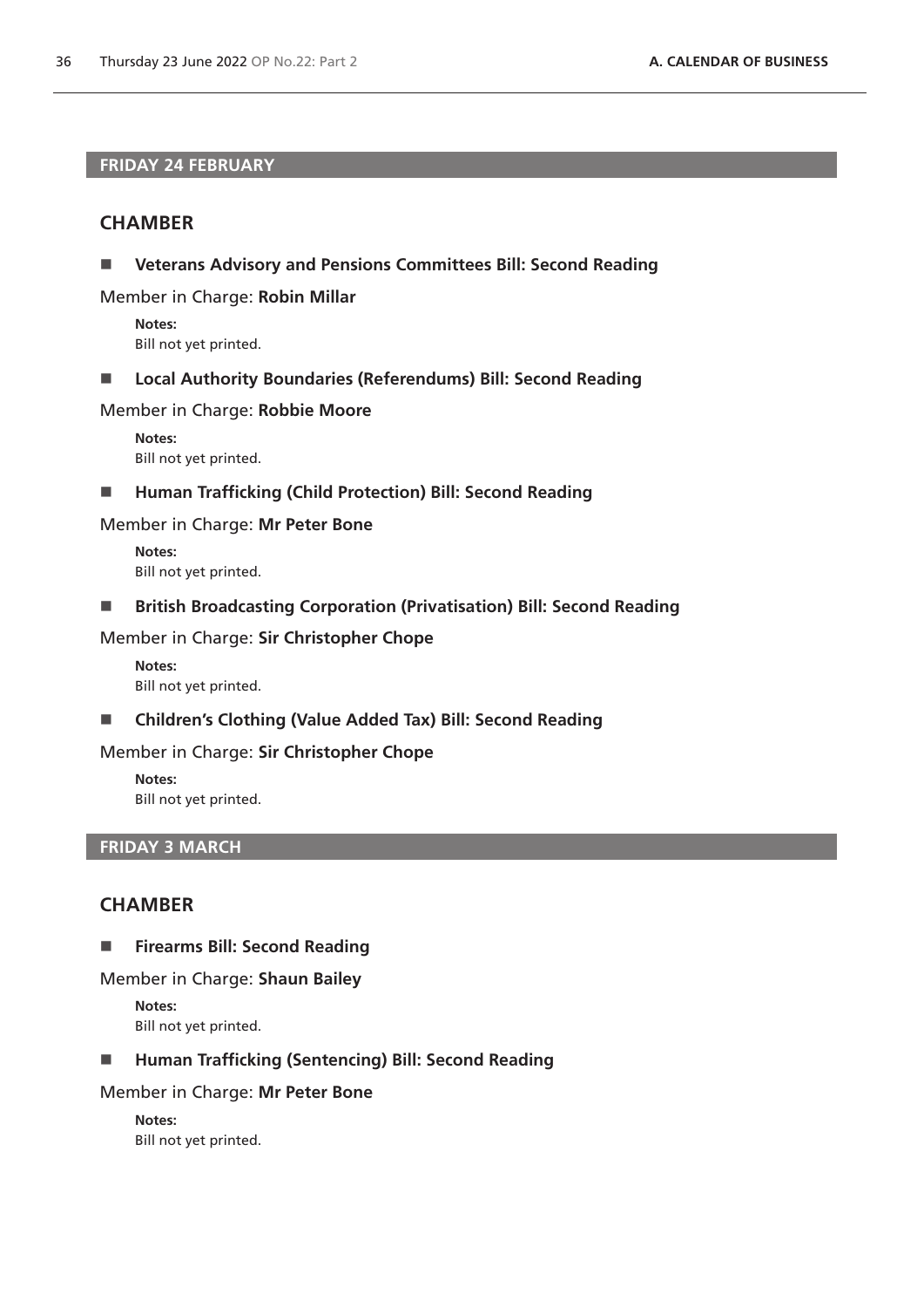## FRIDAY 24 FEBRUARY

### CHAMBER

- **Veterans Advisory and Pensions Committees Bill: Second Reading**

Member in Charge: **Robin Millar**

**Notes:**
Bill not yet printed.

- **Local Authority Boundaries (Referendums) Bill: Second Reading**

Member in Charge: **Robbie Moore**

**Notes:**
Bill not yet printed.

- **Human Trafficking (Child Protection) Bill: Second Reading**

Member in Charge: **Mr Peter Bone**

**Notes:**
Bill not yet printed.

- **British Broadcasting Corporation (Privatisation) Bill: Second Reading**

Member in Charge: **Sir Christopher Chope**

**Notes:**
Bill not yet printed.

- **Children's Clothing (Value Added Tax) Bill: Second Reading**

Member in Charge: **Sir Christopher Chope**

**Notes:**
Bill not yet printed.

## FRIDAY 3 MARCH

### CHAMBER

- **Firearms Bill: Second Reading**

Member in Charge: **Shaun Bailey**

**Notes:**
Bill not yet printed.

- **Human Trafficking (Sentencing) Bill: Second Reading**

Member in Charge: **Mr Peter Bone**

**Notes:**
Bill not yet printed.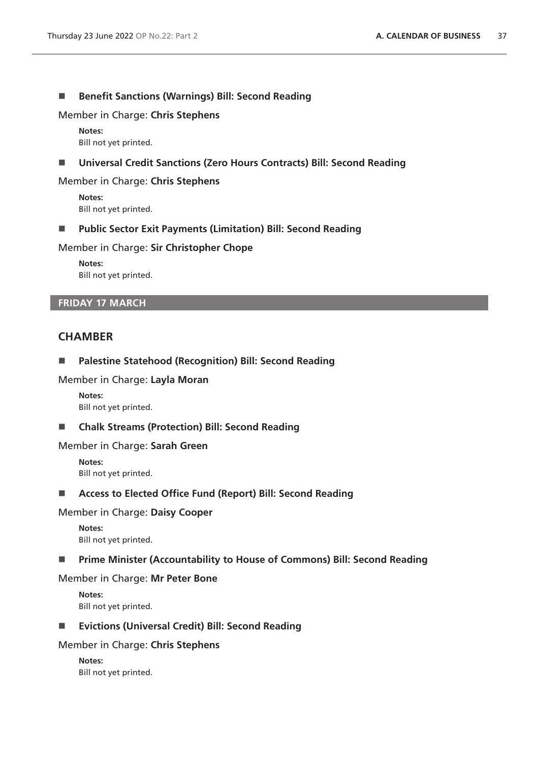- **Benefit Sanctions (Warnings) Bill: Second Reading**

Member in Charge: **Chris Stephens**

**Notes:**
Bill not yet printed.

- **Universal Credit Sanctions (Zero Hours Contracts) Bill: Second Reading**

Member in Charge: **Chris Stephens**

**Notes:**
Bill not yet printed.

- **Public Sector Exit Payments (Limitation) Bill: Second Reading**

Member in Charge: **Sir Christopher Chope**

**Notes:**
Bill not yet printed.

## FRIDAY 17 MARCH

### CHAMBER

- **Palestine Statehood (Recognition) Bill: Second Reading**

Member in Charge: **Layla Moran**

**Notes:**
Bill not yet printed.

- **Chalk Streams (Protection) Bill: Second Reading**

Member in Charge: **Sarah Green**

**Notes:**
Bill not yet printed.

- **Access to Elected Office Fund (Report) Bill: Second Reading**

Member in Charge: **Daisy Cooper**

**Notes:**
Bill not yet printed.

- **Prime Minister (Accountability to House of Commons) Bill: Second Reading**

Member in Charge: **Mr Peter Bone**

**Notes:**
Bill not yet printed.

- **Evictions (Universal Credit) Bill: Second Reading**

Member in Charge: **Chris Stephens**

**Notes:**
Bill not yet printed.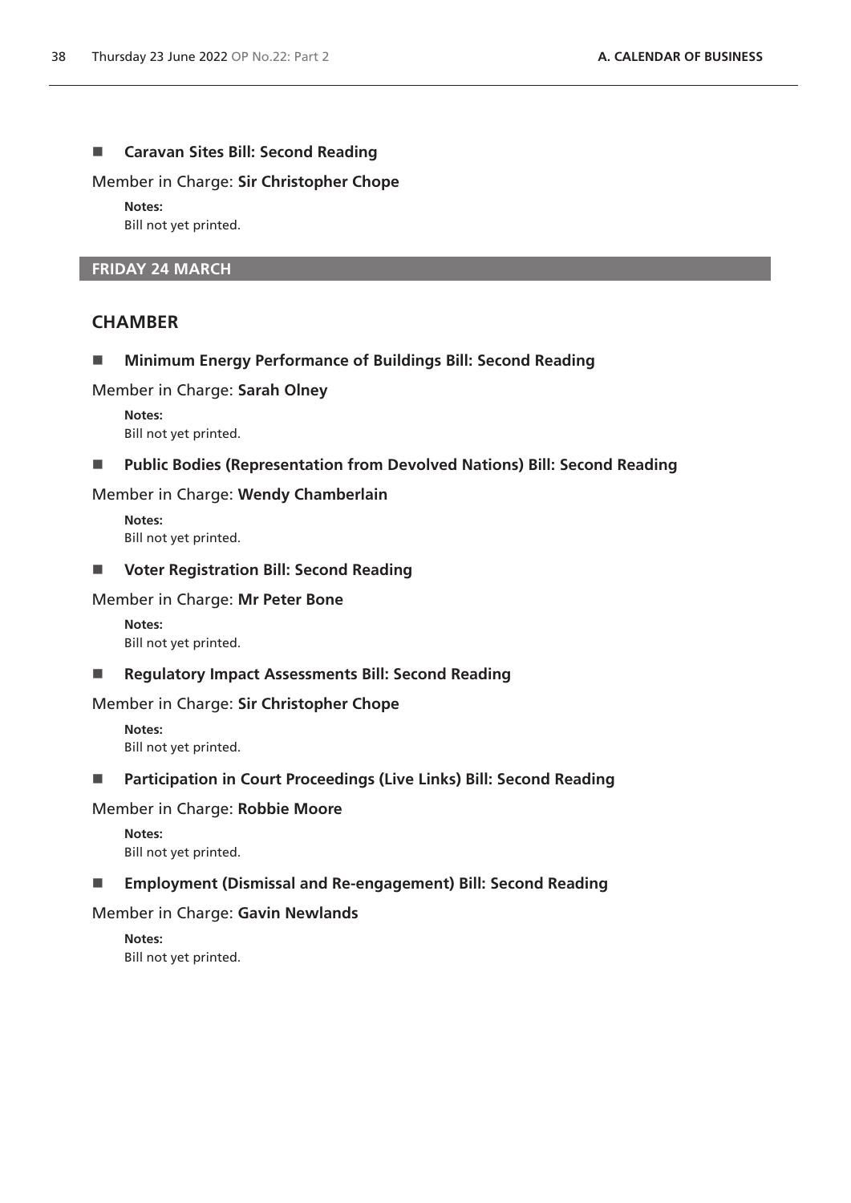- **Caravan Sites Bill: Second Reading**

Member in Charge: **Sir Christopher Chope**

**Notes:**
Bill not yet printed.

## FRIDAY 24 MARCH

## CHAMBER

- **Minimum Energy Performance of Buildings Bill: Second Reading**

Member in Charge: **Sarah Olney**

**Notes:**
Bill not yet printed.

- **Public Bodies (Representation from Devolved Nations) Bill: Second Reading**

Member in Charge: **Wendy Chamberlain**

**Notes:**
Bill not yet printed.

- **Voter Registration Bill: Second Reading**

Member in Charge: **Mr Peter Bone**

**Notes:**
Bill not yet printed.

- **Regulatory Impact Assessments Bill: Second Reading**

Member in Charge: **Sir Christopher Chope**

**Notes:**
Bill not yet printed.

- **Participation in Court Proceedings (Live Links) Bill: Second Reading**

Member in Charge: **Robbie Moore**

**Notes:**
Bill not yet printed.

- **Employment (Dismissal and Re-engagement) Bill: Second Reading**

Member in Charge: **Gavin Newlands**

**Notes:**
Bill not yet printed.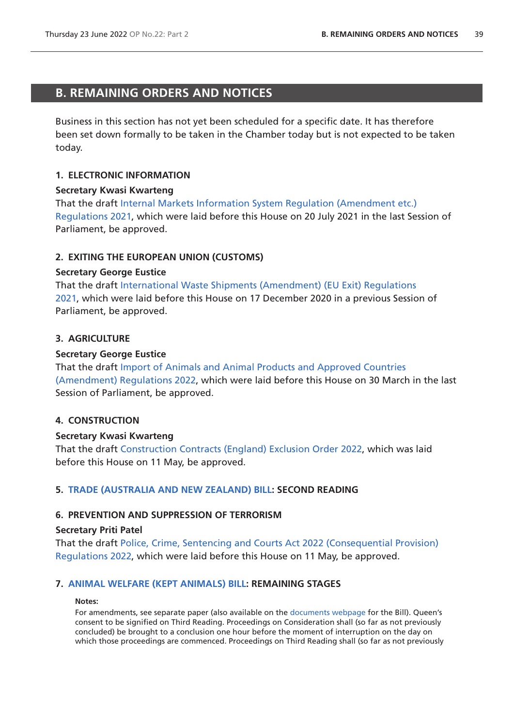# B. REMAINING ORDERS AND NOTICES

Business in this section has not yet been scheduled for a specific date. It has therefore been set down formally to be taken in the Chamber today but is not expected to be taken today.

### 1. ELECTRONIC INFORMATION

**Secretary Kwasi Kwarteng**

That the draft Internal Markets Information System Regulation (Amendment etc.) Regulations 2021, which were laid before this House on 20 July 2021 in the last Session of Parliament, be approved.

### 2. EXITING THE EUROPEAN UNION (CUSTOMS)

**Secretary George Eustice**

That the draft International Waste Shipments (Amendment) (EU Exit) Regulations 2021, which were laid before this House on 17 December 2020 in a previous Session of Parliament, be approved.

### 3. AGRICULTURE

**Secretary George Eustice**

That the draft Import of Animals and Animal Products and Approved Countries (Amendment) Regulations 2022, which were laid before this House on 30 March in the last Session of Parliament, be approved.

### 4. CONSTRUCTION

**Secretary Kwasi Kwarteng**

That the draft Construction Contracts (England) Exclusion Order 2022, which was laid before this House on 11 May, be approved.

### 5. TRADE (AUSTRALIA AND NEW ZEALAND) BILL: SECOND READING

### 6. PREVENTION AND SUPPRESSION OF TERRORISM

**Secretary Priti Patel**

That the draft Police, Crime, Sentencing and Courts Act 2022 (Consequential Provision) Regulations 2022, which were laid before this House on 11 May, be approved.

### 7. ANIMAL WELFARE (KEPT ANIMALS) BILL: REMAINING STAGES

**Notes:**

For amendments, see separate paper (also available on the documents webpage for the Bill). Queen's consent to be signified on Third Reading. Proceedings on Consideration shall (so far as not previously concluded) be brought to a conclusion one hour before the moment of interruption on the day on which those proceedings are commenced. Proceedings on Third Reading shall (so far as not previously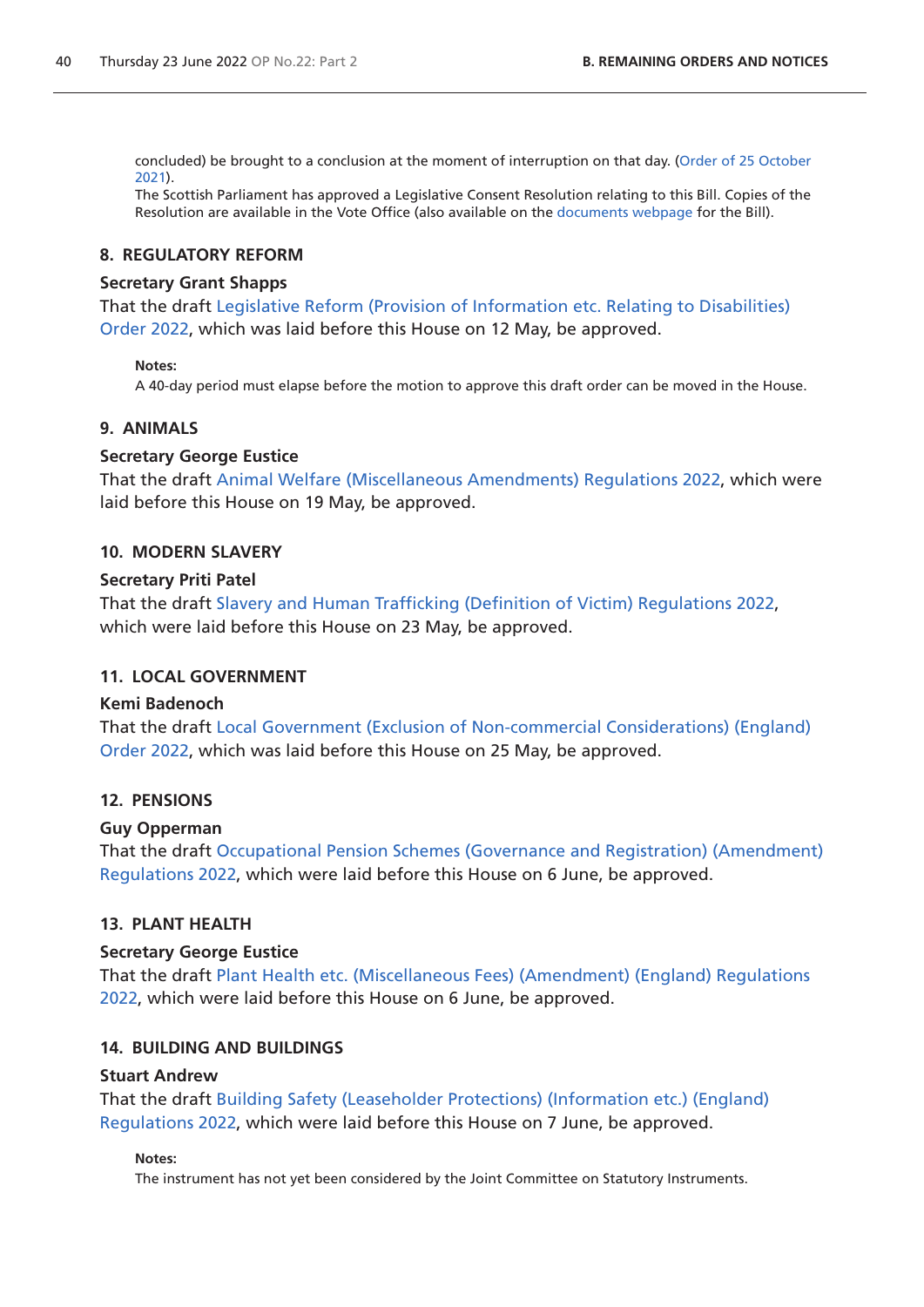concluded) be brought to a conclusion at the moment of interruption on that day. (Order of 25 October 2021).

The Scottish Parliament has approved a Legislative Consent Resolution relating to this Bill. Copies of the Resolution are available in the Vote Office (also available on the documents webpage for the Bill).

### 8. REGULATORY REFORM

**Secretary Grant Shapps**

That the draft Legislative Reform (Provision of Information etc. Relating to Disabilities) Order 2022, which was laid before this House on 12 May, be approved.

**Notes:**

A 40-day period must elapse before the motion to approve this draft order can be moved in the House.

### 9. ANIMALS

**Secretary George Eustice**

That the draft Animal Welfare (Miscellaneous Amendments) Regulations 2022, which were laid before this House on 19 May, be approved.

### 10. MODERN SLAVERY

**Secretary Priti Patel**

That the draft Slavery and Human Trafficking (Definition of Victim) Regulations 2022, which were laid before this House on 23 May, be approved.

### 11. LOCAL GOVERNMENT

**Kemi Badenoch**

That the draft Local Government (Exclusion of Non-commercial Considerations) (England) Order 2022, which was laid before this House on 25 May, be approved.

### 12. PENSIONS

**Guy Opperman**

That the draft Occupational Pension Schemes (Governance and Registration) (Amendment) Regulations 2022, which were laid before this House on 6 June, be approved.

### 13. PLANT HEALTH

**Secretary George Eustice**

That the draft Plant Health etc. (Miscellaneous Fees) (Amendment) (England) Regulations 2022, which were laid before this House on 6 June, be approved.

### 14. BUILDING AND BUILDINGS

**Stuart Andrew**

That the draft Building Safety (Leaseholder Protections) (Information etc.) (England) Regulations 2022, which were laid before this House on 7 June, be approved.

**Notes:**

The instrument has not yet been considered by the Joint Committee on Statutory Instruments.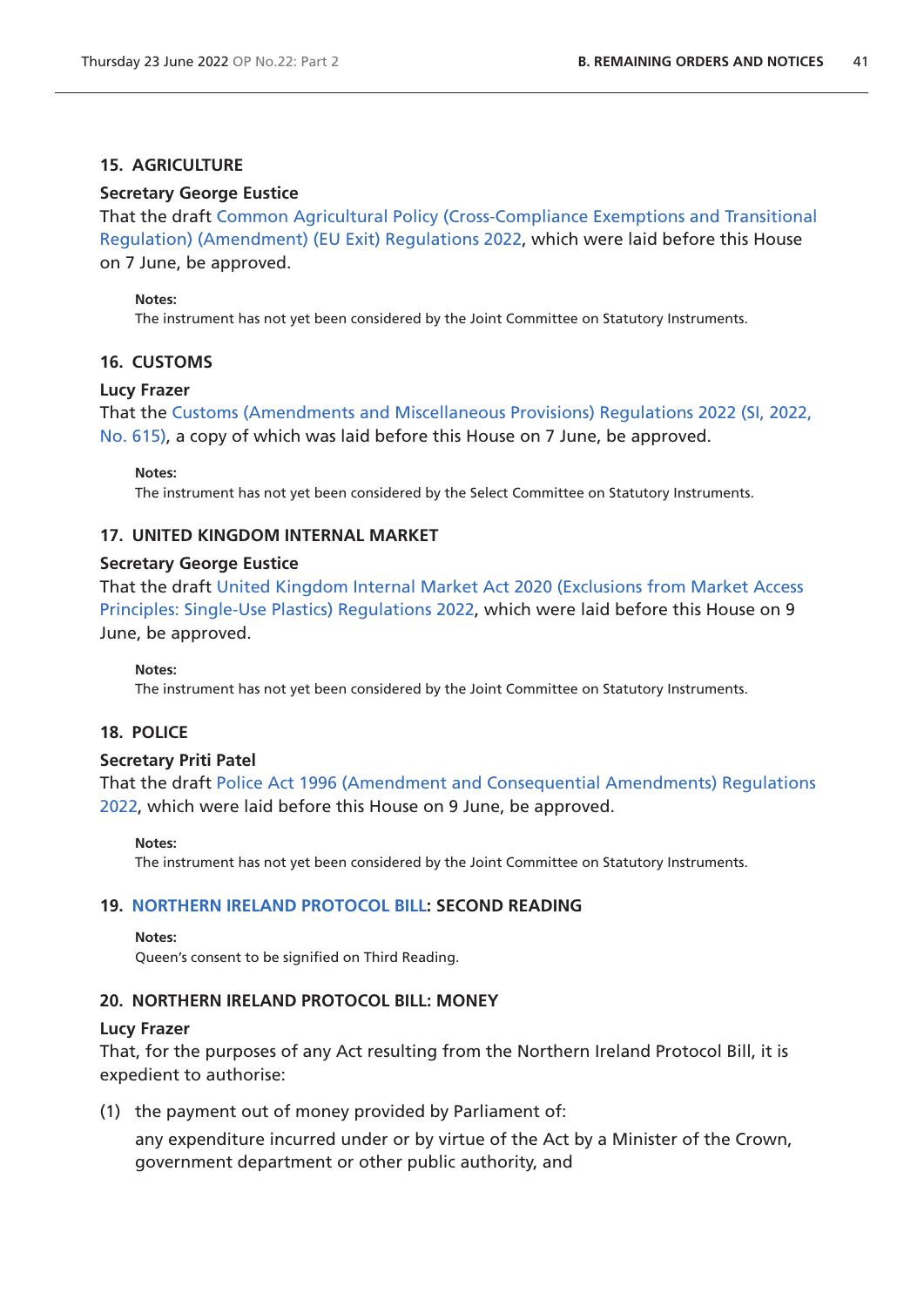### 15. AGRICULTURE

**Secretary George Eustice**

That the draft Common Agricultural Policy (Cross-Compliance Exemptions and Transitional Regulation) (Amendment) (EU Exit) Regulations 2022, which were laid before this House on 7 June, be approved.

**Notes:**

The instrument has not yet been considered by the Joint Committee on Statutory Instruments.

### 16. CUSTOMS

**Lucy Frazer**

That the Customs (Amendments and Miscellaneous Provisions) Regulations 2022 (SI, 2022, No. 615), a copy of which was laid before this House on 7 June, be approved.

**Notes:**

The instrument has not yet been considered by the Select Committee on Statutory Instruments.

### 17. UNITED KINGDOM INTERNAL MARKET

**Secretary George Eustice**

That the draft United Kingdom Internal Market Act 2020 (Exclusions from Market Access Principles: Single-Use Plastics) Regulations 2022, which were laid before this House on 9 June, be approved.

**Notes:**

The instrument has not yet been considered by the Joint Committee on Statutory Instruments.

### 18. POLICE

**Secretary Priti Patel**

That the draft Police Act 1996 (Amendment and Consequential Amendments) Regulations 2022, which were laid before this House on 9 June, be approved.

**Notes:**

The instrument has not yet been considered by the Joint Committee on Statutory Instruments.

### 19. NORTHERN IRELAND PROTOCOL BILL: SECOND READING

**Notes:**

Queen's consent to be signified on Third Reading.

### 20. NORTHERN IRELAND PROTOCOL BILL: MONEY

**Lucy Frazer**

That, for the purposes of any Act resulting from the Northern Ireland Protocol Bill, it is expedient to authorise:

(1) the payment out of money provided by Parliament of:

any expenditure incurred under or by virtue of the Act by a Minister of the Crown, government department or other public authority, and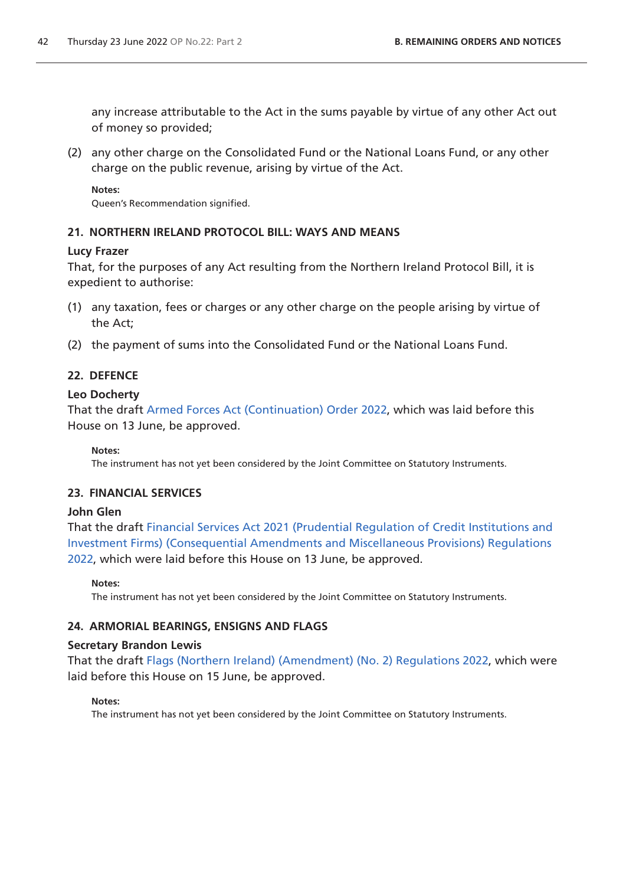any increase attributable to the Act in the sums payable by virtue of any other Act out of money so provided;

(2) any other charge on the Consolidated Fund or the National Loans Fund, or any other charge on the public revenue, arising by virtue of the Act.

**Notes:**
Queen's Recommendation signified.

### 21. NORTHERN IRELAND PROTOCOL BILL: WAYS AND MEANS

**Lucy Frazer**
That, for the purposes of any Act resulting from the Northern Ireland Protocol Bill, it is expedient to authorise:

(1) any taxation, fees or charges or any other charge on the people arising by virtue of the Act;

(2) the payment of sums into the Consolidated Fund or the National Loans Fund.

### 22. DEFENCE

**Leo Docherty**
That the draft Armed Forces Act (Continuation) Order 2022, which was laid before this House on 13 June, be approved.

**Notes:**
The instrument has not yet been considered by the Joint Committee on Statutory Instruments.

### 23. FINANCIAL SERVICES

**John Glen**
That the draft Financial Services Act 2021 (Prudential Regulation of Credit Institutions and Investment Firms) (Consequential Amendments and Miscellaneous Provisions) Regulations 2022, which were laid before this House on 13 June, be approved.

**Notes:**
The instrument has not yet been considered by the Joint Committee on Statutory Instruments.

### 24. ARMORIAL BEARINGS, ENSIGNS AND FLAGS

**Secretary Brandon Lewis**
That the draft Flags (Northern Ireland) (Amendment) (No. 2) Regulations 2022, which were laid before this House on 15 June, be approved.

**Notes:**
The instrument has not yet been considered by the Joint Committee on Statutory Instruments.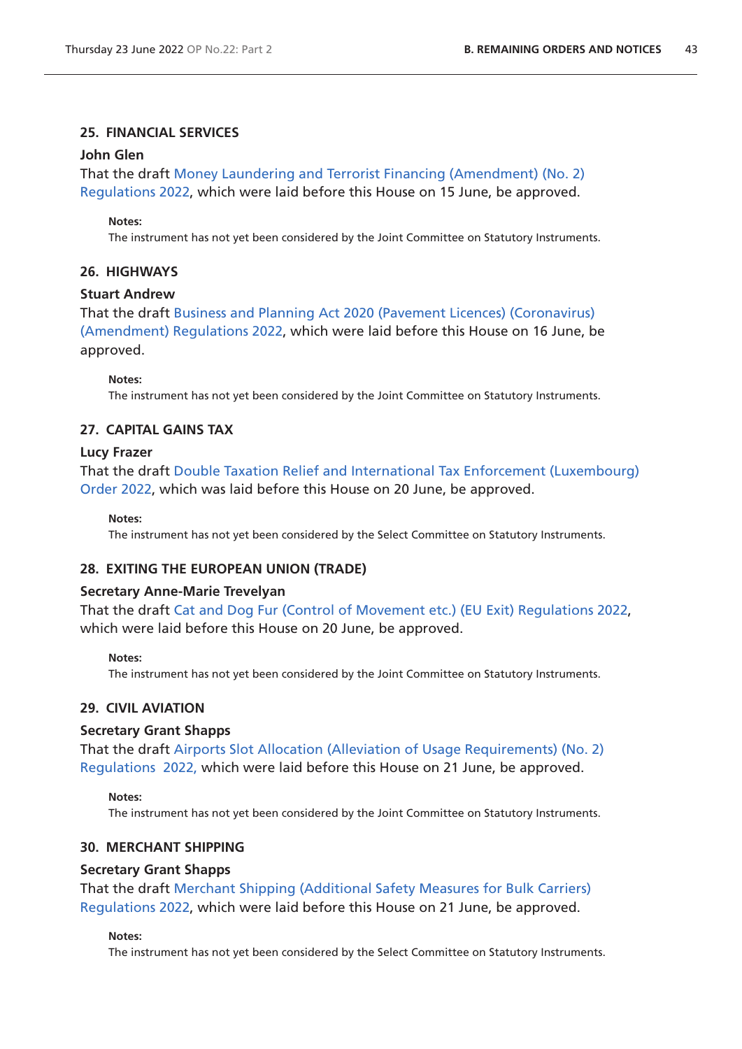### 25. FINANCIAL SERVICES

**John Glen**

That the draft Money Laundering and Terrorist Financing (Amendment) (No. 2) Regulations 2022, which were laid before this House on 15 June, be approved.

**Notes:**

The instrument has not yet been considered by the Joint Committee on Statutory Instruments.

### 26. HIGHWAYS

**Stuart Andrew**

That the draft Business and Planning Act 2020 (Pavement Licences) (Coronavirus) (Amendment) Regulations 2022, which were laid before this House on 16 June, be approved.

**Notes:**

The instrument has not yet been considered by the Joint Committee on Statutory Instruments.

### 27. CAPITAL GAINS TAX

**Lucy Frazer**

That the draft Double Taxation Relief and International Tax Enforcement (Luxembourg) Order 2022, which was laid before this House on 20 June, be approved.

**Notes:**

The instrument has not yet been considered by the Select Committee on Statutory Instruments.

### 28. EXITING THE EUROPEAN UNION (TRADE)

**Secretary Anne-Marie Trevelyan**

That the draft Cat and Dog Fur (Control of Movement etc.) (EU Exit) Regulations 2022, which were laid before this House on 20 June, be approved.

**Notes:**

The instrument has not yet been considered by the Joint Committee on Statutory Instruments.

### 29. CIVIL AVIATION

**Secretary Grant Shapps**

That the draft Airports Slot Allocation (Alleviation of Usage Requirements) (No. 2) Regulations 2022, which were laid before this House on 21 June, be approved.

**Notes:**

The instrument has not yet been considered by the Joint Committee on Statutory Instruments.

### 30. MERCHANT SHIPPING

**Secretary Grant Shapps**

That the draft Merchant Shipping (Additional Safety Measures for Bulk Carriers) Regulations 2022, which were laid before this House on 21 June, be approved.

**Notes:**

The instrument has not yet been considered by the Select Committee on Statutory Instruments.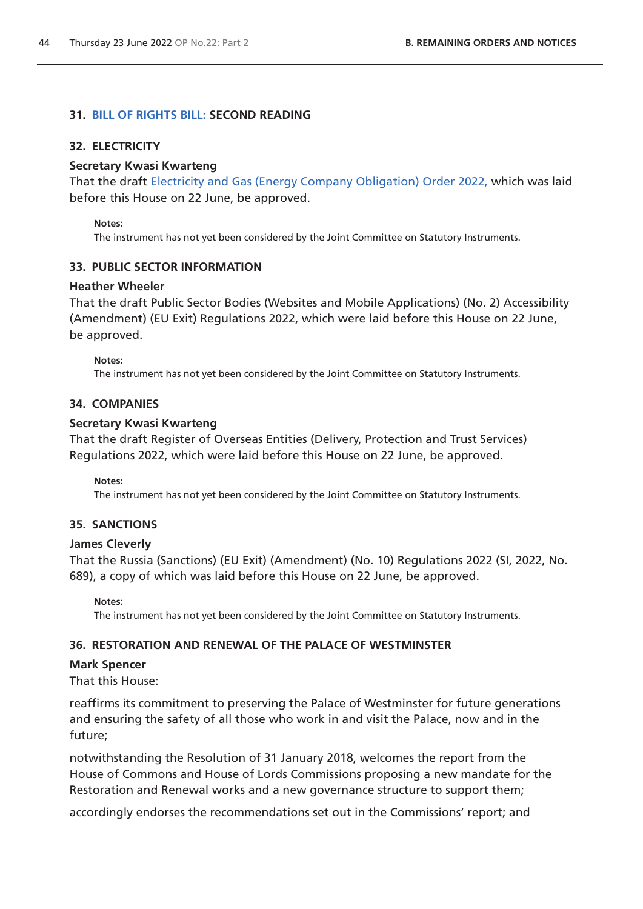### 31. BILL OF RIGHTS BILL: SECOND READING

### 32. ELECTRICITY

**Secretary Kwasi Kwarteng**

That the draft Electricity and Gas (Energy Company Obligation) Order 2022, which was laid before this House on 22 June, be approved.

**Notes:**

The instrument has not yet been considered by the Joint Committee on Statutory Instruments.

### 33. PUBLIC SECTOR INFORMATION

**Heather Wheeler**

That the draft Public Sector Bodies (Websites and Mobile Applications) (No. 2) Accessibility (Amendment) (EU Exit) Regulations 2022, which were laid before this House on 22 June, be approved.

**Notes:**

The instrument has not yet been considered by the Joint Committee on Statutory Instruments.

### 34. COMPANIES

**Secretary Kwasi Kwarteng**

That the draft Register of Overseas Entities (Delivery, Protection and Trust Services) Regulations 2022, which were laid before this House on 22 June, be approved.

**Notes:**

The instrument has not yet been considered by the Joint Committee on Statutory Instruments.

### 35. SANCTIONS

**James Cleverly**

That the Russia (Sanctions) (EU Exit) (Amendment) (No. 10) Regulations 2022 (SI, 2022, No. 689), a copy of which was laid before this House on 22 June, be approved.

**Notes:**

The instrument has not yet been considered by the Joint Committee on Statutory Instruments.

### 36. RESTORATION AND RENEWAL OF THE PALACE OF WESTMINSTER

**Mark Spencer**

That this House:

reaffirms its commitment to preserving the Palace of Westminster for future generations and ensuring the safety of all those who work in and visit the Palace, now and in the future;

notwithstanding the Resolution of 31 January 2018, welcomes the report from the House of Commons and House of Lords Commissions proposing a new mandate for the Restoration and Renewal works and a new governance structure to support them;

accordingly endorses the recommendations set out in the Commissions' report; and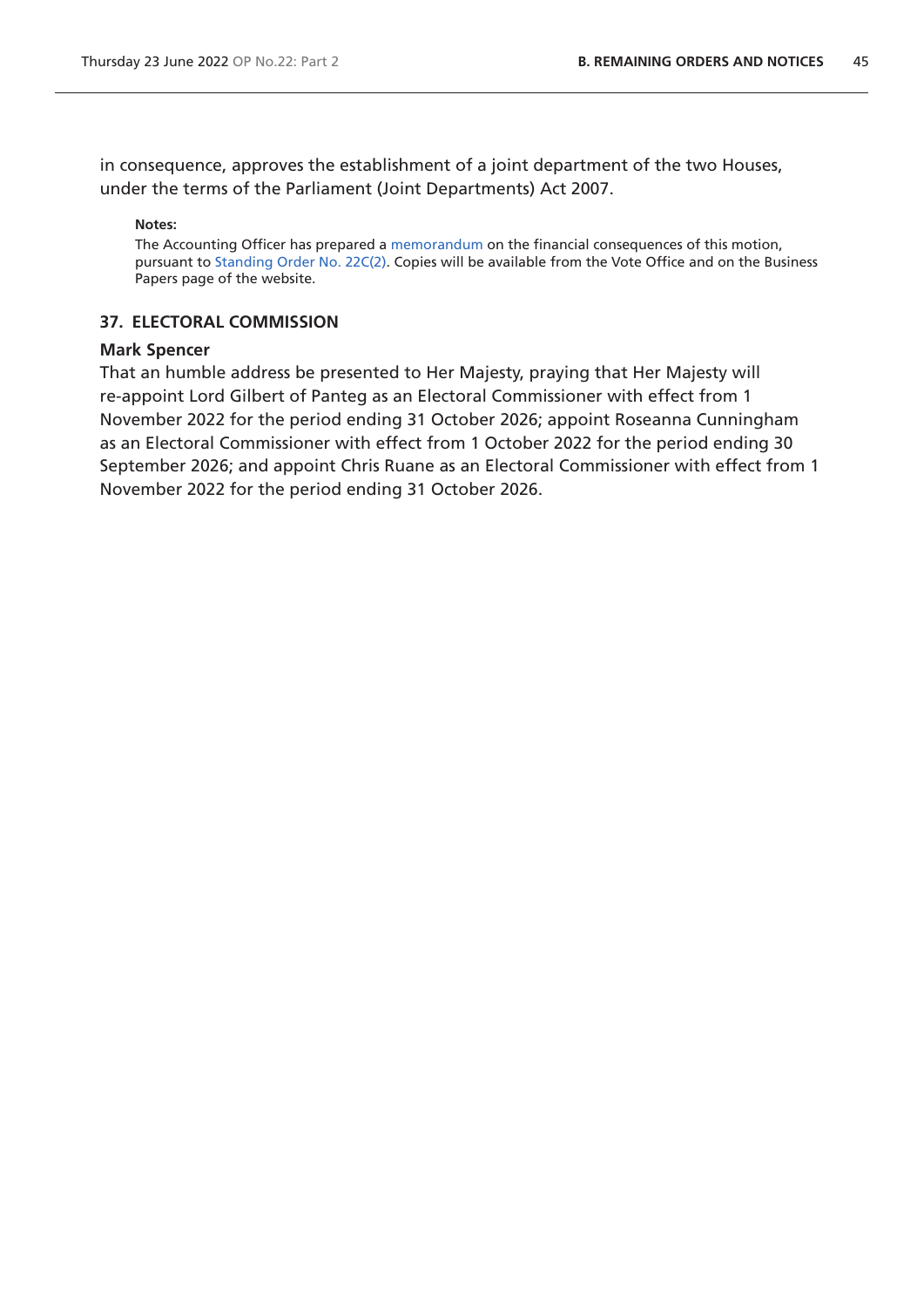in consequence, approves the establishment of a joint department of the two Houses, under the terms of the Parliament (Joint Departments) Act 2007.

**Notes:**

The Accounting Officer has prepared a memorandum on the financial consequences of this motion, pursuant to Standing Order No. 22C(2). Copies will be available from the Vote Office and on the Business Papers page of the website.

### 37. ELECTORAL COMMISSION

**Mark Spencer**

That an humble address be presented to Her Majesty, praying that Her Majesty will re-appoint Lord Gilbert of Panteg as an Electoral Commissioner with effect from 1 November 2022 for the period ending 31 October 2026; appoint Roseanna Cunningham as an Electoral Commissioner with effect from 1 October 2022 for the period ending 30 September 2026; and appoint Chris Ruane as an Electoral Commissioner with effect from 1 November 2022 for the period ending 31 October 2026.